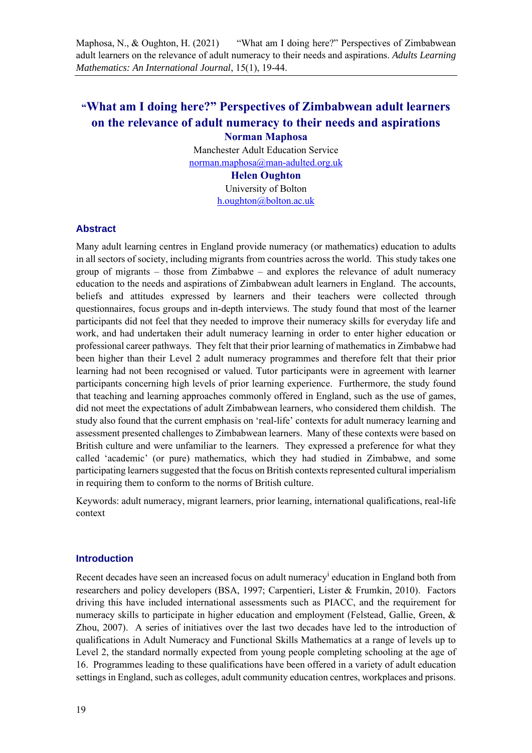Maphosa, N., & Oughton, H. (2021) "What am I doing here?" Perspectives of Zimbabwean adult learners on the relevance of adult numeracy to their needs and aspirations. *Adults Learning Mathematics: An International Journal*, 15(1), 19-44.

# "What am I doing here?" Perspectives of Zimbabwean adult learners on the relevance of adult numeracy to their needs and aspirations

**Norman Maphosa**

Manchester Adult Education Service

norman.maphosa@man-adulted.org.uk

**Helen Oughton**

University of Bolton

h.oughton@bolton.ac.uk

## Abstract

Many adult learning centres in England provide numeracy (or mathematics) education to adults in all sectors of society, including migrants from countries across the world. This study takes one group of migrants – those from Zimbabwe – and explores the relevance of adult numeracy education to the needs and aspirations of Zimbabwean adult learners in England. The accounts, beliefs and attitudes expressed by learners and their teachers were collected through questionnaires, focus groups and in-depth interviews. The study found that most of the learner participants did not feel that they needed to improve their numeracy skills for everyday life and work, and had undertaken their adult numeracy learning in order to enter higher education or professional career pathways. They felt that their prior learning of mathematics in Zimbabwe had been higher than their Level 2 adult numeracy programmes and therefore felt that their prior learning had not been recognised or valued. Tutor participants were in agreement with learner participants concerning high levels of prior learning experience. Furthermore, the study found that teaching and learning approaches commonly offered in England, such as the use of games, did not meet the expectations of adult Zimbabwean learners, who considered them childish. The study also found that the current emphasis on 'real-life' contexts for adult numeracy learning and assessment presented challenges to Zimbabwean learners. Many of these contexts were based on British culture and were unfamiliar to the learners. They expressed a preference for what they called 'academic' (or pure) mathematics, which they had studied in Zimbabwe, and some participating learners suggested that the focus on British contexts represented cultural imperialism in requiring them to conform to the norms of British culture.

Keywords: adult numeracy, migrant learners, prior learning, international qualifications, real-life context

## Introduction

Recent decades have seen an increased focus on adult numeracy[i] education in England both from researchers and policy developers (BSA, 1997; Carpentieri, Lister & Frumkin, 2010). Factors driving this have included international assessments such as PIACC, and the requirement for numeracy skills to participate in higher education and employment (Felstead, Gallie, Green, & Zhou, 2007). A series of initiatives over the last two decades have led to the introduction of qualifications in Adult Numeracy and Functional Skills Mathematics at a range of levels up to Level 2, the standard normally expected from young people completing schooling at the age of 16. Programmes leading to these qualifications have been offered in a variety of adult education settings in England, such as colleges, adult community education centres, workplaces and prisons.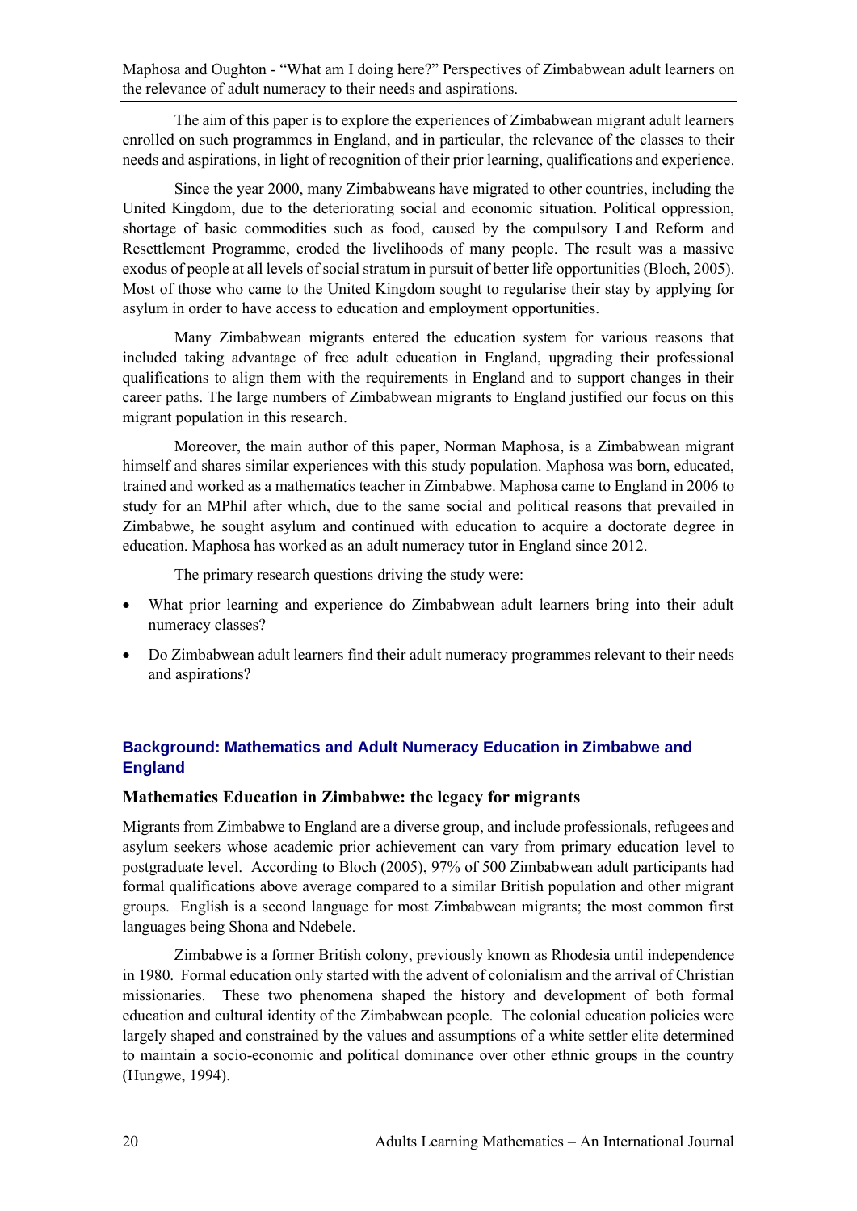The aim of this paper is to explore the experiences of Zimbabwean migrant adult learners enrolled on such programmes in England, and in particular, the relevance of the classes to their needs and aspirations, in light of recognition of their prior learning, qualifications and experience.

Since the year 2000, many Zimbabweans have migrated to other countries, including the United Kingdom, due to the deteriorating social and economic situation. Political oppression, shortage of basic commodities such as food, caused by the compulsory Land Reform and Resettlement Programme, eroded the livelihoods of many people. The result was a massive exodus of people at all levels of social stratum in pursuit of better life opportunities (Bloch, 2005). Most of those who came to the United Kingdom sought to regularise their stay by applying for asylum in order to have access to education and employment opportunities.

Many Zimbabwean migrants entered the education system for various reasons that included taking advantage of free adult education in England, upgrading their professional qualifications to align them with the requirements in England and to support changes in their career paths. The large numbers of Zimbabwean migrants to England justified our focus on this migrant population in this research.

Moreover, the main author of this paper, Norman Maphosa, is a Zimbabwean migrant himself and shares similar experiences with this study population. Maphosa was born, educated, trained and worked as a mathematics teacher in Zimbabwe. Maphosa came to England in 2006 to study for an MPhil after which, due to the same social and political reasons that prevailed in Zimbabwe, he sought asylum and continued with education to acquire a doctorate degree in education. Maphosa has worked as an adult numeracy tutor in England since 2012.

The primary research questions driving the study were:

- What prior learning and experience do Zimbabwean adult learners bring into their adult numeracy classes?
- Do Zimbabwean adult learners find their adult numeracy programmes relevant to their needs and aspirations?

## Background: Mathematics and Adult Numeracy Education in Zimbabwe and England

### Mathematics Education in Zimbabwe: the legacy for migrants

Migrants from Zimbabwe to England are a diverse group, and include professionals, refugees and asylum seekers whose academic prior achievement can vary from primary education level to postgraduate level. According to Bloch (2005), 97% of 500 Zimbabwean adult participants had formal qualifications above average compared to a similar British population and other migrant groups. English is a second language for most Zimbabwean migrants; the most common first languages being Shona and Ndebele.

Zimbabwe is a former British colony, previously known as Rhodesia until independence in 1980. Formal education only started with the advent of colonialism and the arrival of Christian missionaries. These two phenomena shaped the history and development of both formal education and cultural identity of the Zimbabwean people. The colonial education policies were largely shaped and constrained by the values and assumptions of a white settler elite determined to maintain a socio-economic and political dominance over other ethnic groups in the country (Hungwe, 1994).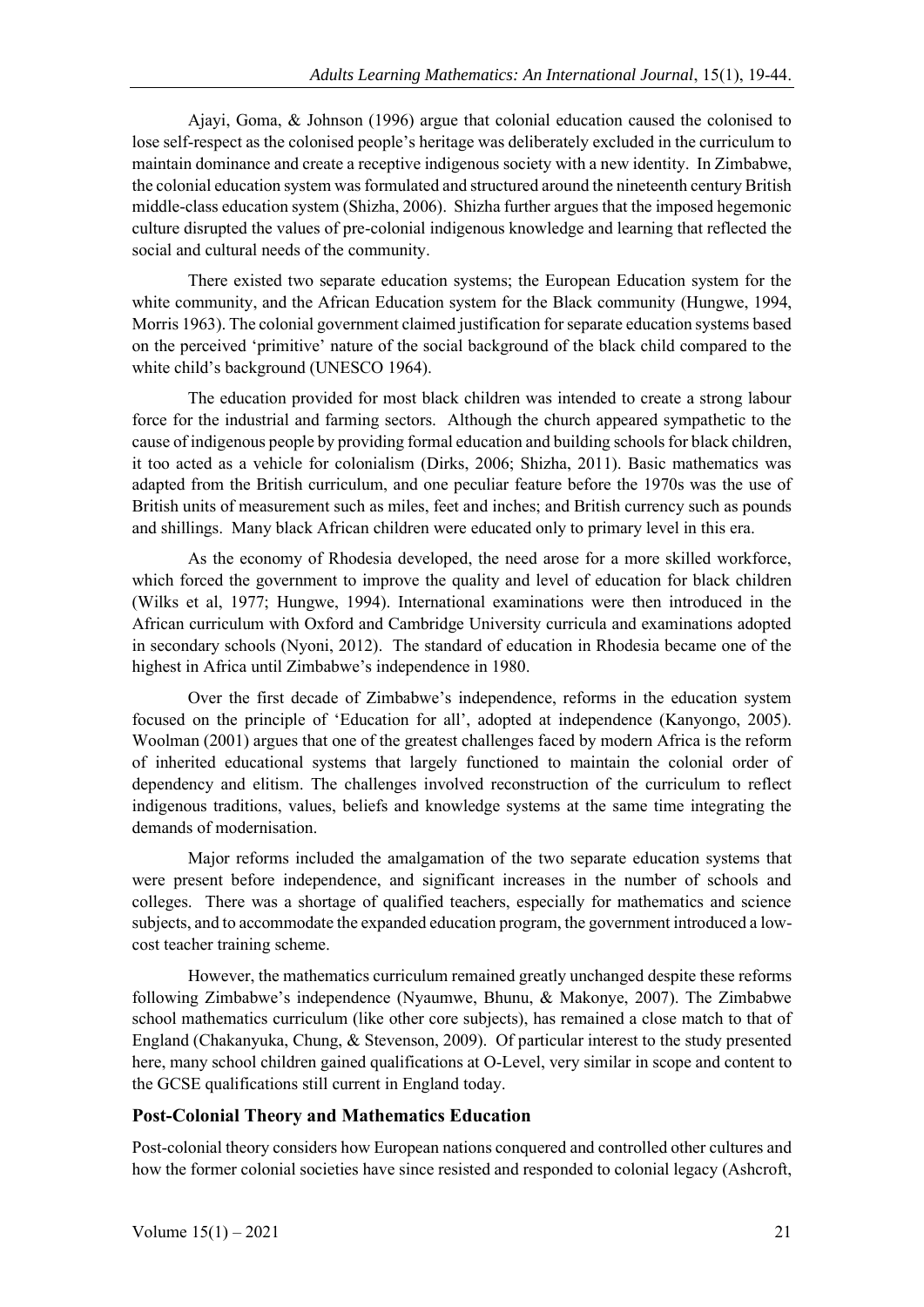Ajayi, Goma, & Johnson (1996) argue that colonial education caused the colonised to lose self-respect as the colonised people's heritage was deliberately excluded in the curriculum to maintain dominance and create a receptive indigenous society with a new identity. In Zimbabwe, the colonial education system was formulated and structured around the nineteenth century British middle-class education system (Shizha, 2006). Shizha further argues that the imposed hegemonic culture disrupted the values of pre-colonial indigenous knowledge and learning that reflected the social and cultural needs of the community.

There existed two separate education systems; the European Education system for the white community, and the African Education system for the Black community (Hungwe, 1994, Morris 1963). The colonial government claimed justification for separate education systems based on the perceived 'primitive' nature of the social background of the black child compared to the white child's background (UNESCO 1964).

The education provided for most black children was intended to create a strong labour force for the industrial and farming sectors. Although the church appeared sympathetic to the cause of indigenous people by providing formal education and building schools for black children, it too acted as a vehicle for colonialism (Dirks, 2006; Shizha, 2011). Basic mathematics was adapted from the British curriculum, and one peculiar feature before the 1970s was the use of British units of measurement such as miles, feet and inches; and British currency such as pounds and shillings. Many black African children were educated only to primary level in this era.

As the economy of Rhodesia developed, the need arose for a more skilled workforce, which forced the government to improve the quality and level of education for black children (Wilks et al, 1977; Hungwe, 1994). International examinations were then introduced in the African curriculum with Oxford and Cambridge University curricula and examinations adopted in secondary schools (Nyoni, 2012). The standard of education in Rhodesia became one of the highest in Africa until Zimbabwe's independence in 1980.

Over the first decade of Zimbabwe's independence, reforms in the education system focused on the principle of 'Education for all', adopted at independence (Kanyongo, 2005). Woolman (2001) argues that one of the greatest challenges faced by modern Africa is the reform of inherited educational systems that largely functioned to maintain the colonial order of dependency and elitism. The challenges involved reconstruction of the curriculum to reflect indigenous traditions, values, beliefs and knowledge systems at the same time integrating the demands of modernisation.

Major reforms included the amalgamation of the two separate education systems that were present before independence, and significant increases in the number of schools and colleges. There was a shortage of qualified teachers, especially for mathematics and science subjects, and to accommodate the expanded education program, the government introduced a low-cost teacher training scheme.

However, the mathematics curriculum remained greatly unchanged despite these reforms following Zimbabwe's independence (Nyaumwe, Bhunu, & Makonye, 2007). The Zimbabwe school mathematics curriculum (like other core subjects), has remained a close match to that of England (Chakanyuka, Chung, & Stevenson, 2009). Of particular interest to the study presented here, many school children gained qualifications at O-Level, very similar in scope and content to the GCSE qualifications still current in England today.

### Post-Colonial Theory and Mathematics Education

Post-colonial theory considers how European nations conquered and controlled other cultures and how the former colonial societies have since resisted and responded to colonial legacy (Ashcroft,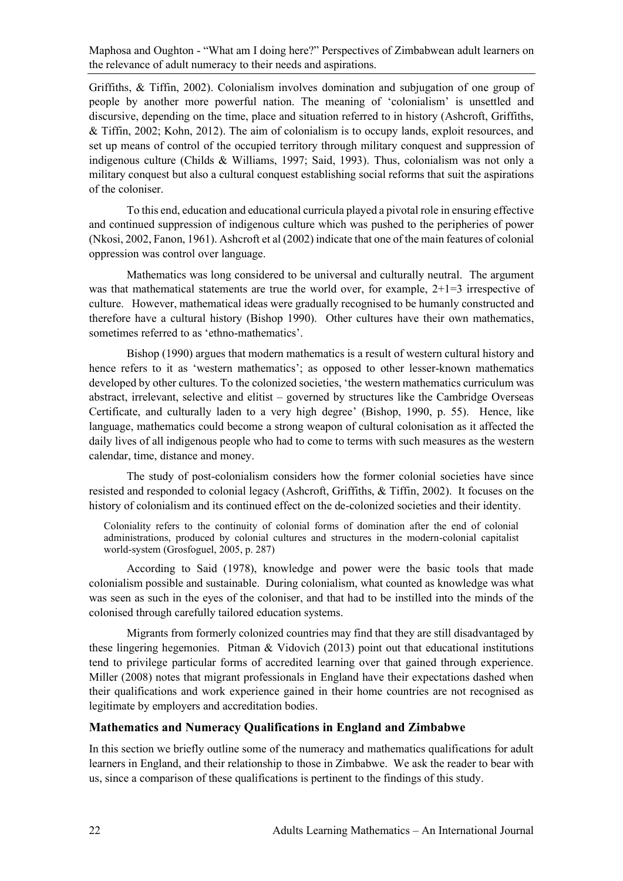Griffiths, & Tiffin, 2002). Colonialism involves domination and subjugation of one group of people by another more powerful nation. The meaning of 'colonialism' is unsettled and discursive, depending on the time, place and situation referred to in history (Ashcroft, Griffiths, & Tiffin, 2002; Kohn, 2012). The aim of colonialism is to occupy lands, exploit resources, and set up means of control of the occupied territory through military conquest and suppression of indigenous culture (Childs & Williams, 1997; Said, 1993). Thus, colonialism was not only a military conquest but also a cultural conquest establishing social reforms that suit the aspirations of the coloniser.

To this end, education and educational curricula played a pivotal role in ensuring effective and continued suppression of indigenous culture which was pushed to the peripheries of power (Nkosi, 2002, Fanon, 1961). Ashcroft et al (2002) indicate that one of the main features of colonial oppression was control over language.

Mathematics was long considered to be universal and culturally neutral. The argument was that mathematical statements are true the world over, for example, 2+1=3 irrespective of culture. However, mathematical ideas were gradually recognised to be humanly constructed and therefore have a cultural history (Bishop 1990). Other cultures have their own mathematics, sometimes referred to as 'ethno-mathematics'.

Bishop (1990) argues that modern mathematics is a result of western cultural history and hence refers to it as 'western mathematics'; as opposed to other lesser-known mathematics developed by other cultures. To the colonized societies, 'the western mathematics curriculum was abstract, irrelevant, selective and elitist – governed by structures like the Cambridge Overseas Certificate, and culturally laden to a very high degree' (Bishop, 1990, p. 55). Hence, like language, mathematics could become a strong weapon of cultural colonisation as it affected the daily lives of all indigenous people who had to come to terms with such measures as the western calendar, time, distance and money.

The study of post-colonialism considers how the former colonial societies have since resisted and responded to colonial legacy (Ashcroft, Griffiths, & Tiffin, 2002). It focuses on the history of colonialism and its continued effect on the de-colonized societies and their identity.

> Coloniality refers to the continuity of colonial forms of domination after the end of colonial administrations, produced by colonial cultures and structures in the modern-colonial capitalist world-system (Grosfoguel, 2005, p. 287)

According to Said (1978), knowledge and power were the basic tools that made colonialism possible and sustainable. During colonialism, what counted as knowledge was what was seen as such in the eyes of the coloniser, and that had to be instilled into the minds of the colonised through carefully tailored education systems.

Migrants from formerly colonized countries may find that they are still disadvantaged by these lingering hegemonies. Pitman & Vidovich (2013) point out that educational institutions tend to privilege particular forms of accredited learning over that gained through experience. Miller (2008) notes that migrant professionals in England have their expectations dashed when their qualifications and work experience gained in their home countries are not recognised as legitimate by employers and accreditation bodies.

### Mathematics and Numeracy Qualifications in England and Zimbabwe

In this section we briefly outline some of the numeracy and mathematics qualifications for adult learners in England, and their relationship to those in Zimbabwe. We ask the reader to bear with us, since a comparison of these qualifications is pertinent to the findings of this study.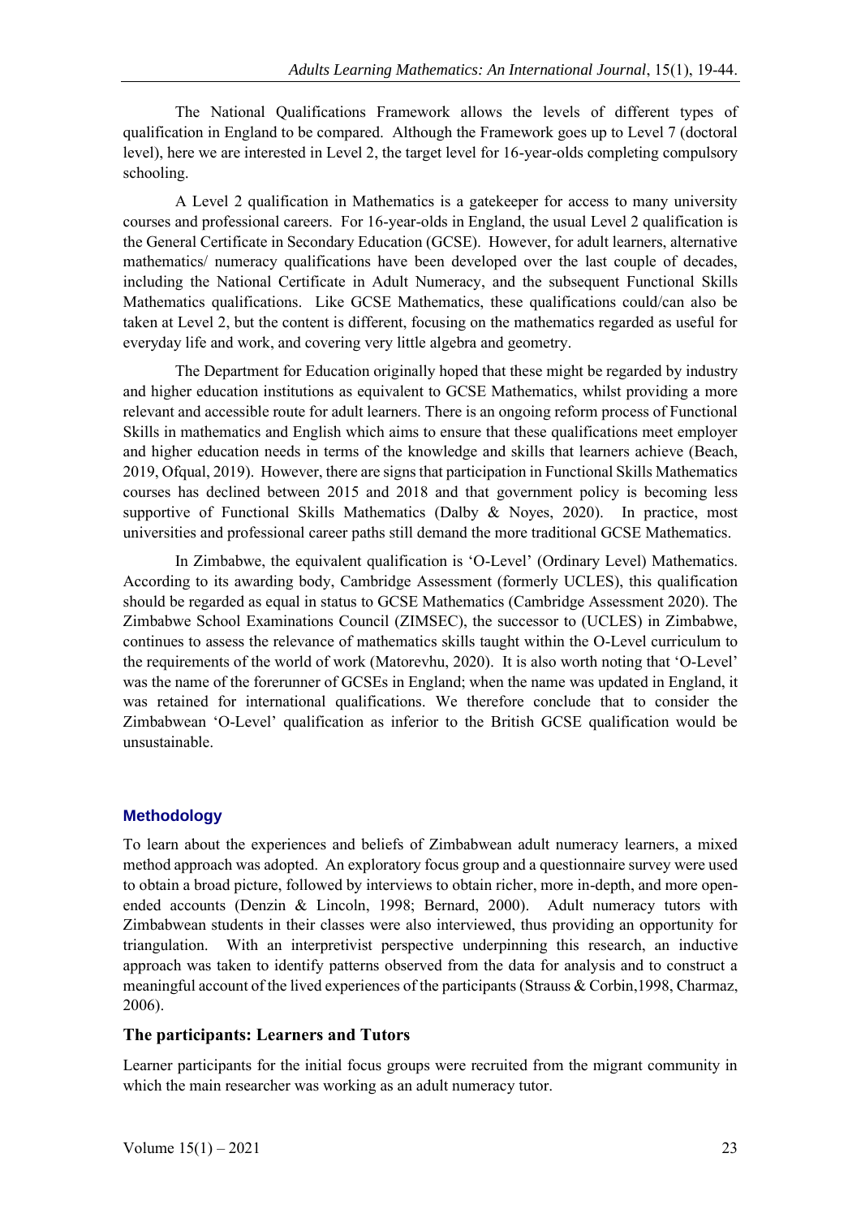The National Qualifications Framework allows the levels of different types of qualification in England to be compared. Although the Framework goes up to Level 7 (doctoral level), here we are interested in Level 2, the target level for 16-year-olds completing compulsory schooling.

A Level 2 qualification in Mathematics is a gatekeeper for access to many university courses and professional careers. For 16-year-olds in England, the usual Level 2 qualification is the General Certificate in Secondary Education (GCSE). However, for adult learners, alternative mathematics/ numeracy qualifications have been developed over the last couple of decades, including the National Certificate in Adult Numeracy, and the subsequent Functional Skills Mathematics qualifications. Like GCSE Mathematics, these qualifications could/can also be taken at Level 2, but the content is different, focusing on the mathematics regarded as useful for everyday life and work, and covering very little algebra and geometry.

The Department for Education originally hoped that these might be regarded by industry and higher education institutions as equivalent to GCSE Mathematics, whilst providing a more relevant and accessible route for adult learners. There is an ongoing reform process of Functional Skills in mathematics and English which aims to ensure that these qualifications meet employer and higher education needs in terms of the knowledge and skills that learners achieve (Beach, 2019, Ofqual, 2019). However, there are signs that participation in Functional Skills Mathematics courses has declined between 2015 and 2018 and that government policy is becoming less supportive of Functional Skills Mathematics (Dalby & Noyes, 2020). In practice, most universities and professional career paths still demand the more traditional GCSE Mathematics.

In Zimbabwe, the equivalent qualification is 'O-Level' (Ordinary Level) Mathematics. According to its awarding body, Cambridge Assessment (formerly UCLES), this qualification should be regarded as equal in status to GCSE Mathematics (Cambridge Assessment 2020). The Zimbabwe School Examinations Council (ZIMSEC), the successor to (UCLES) in Zimbabwe, continues to assess the relevance of mathematics skills taught within the O-Level curriculum to the requirements of the world of work (Matorevhu, 2020). It is also worth noting that 'O-Level' was the name of the forerunner of GCSEs in England; when the name was updated in England, it was retained for international qualifications. We therefore conclude that to consider the Zimbabwean 'O-Level' qualification as inferior to the British GCSE qualification would be unsustainable.

## Methodology

To learn about the experiences and beliefs of Zimbabwean adult numeracy learners, a mixed method approach was adopted. An exploratory focus group and a questionnaire survey were used to obtain a broad picture, followed by interviews to obtain richer, more in-depth, and more open-ended accounts (Denzin & Lincoln, 1998; Bernard, 2000). Adult numeracy tutors with Zimbabwean students in their classes were also interviewed, thus providing an opportunity for triangulation. With an interpretivist perspective underpinning this research, an inductive approach was taken to identify patterns observed from the data for analysis and to construct a meaningful account of the lived experiences of the participants (Strauss & Corbin,1998, Charmaz, 2006).

### The participants: Learners and Tutors

Learner participants for the initial focus groups were recruited from the migrant community in which the main researcher was working as an adult numeracy tutor.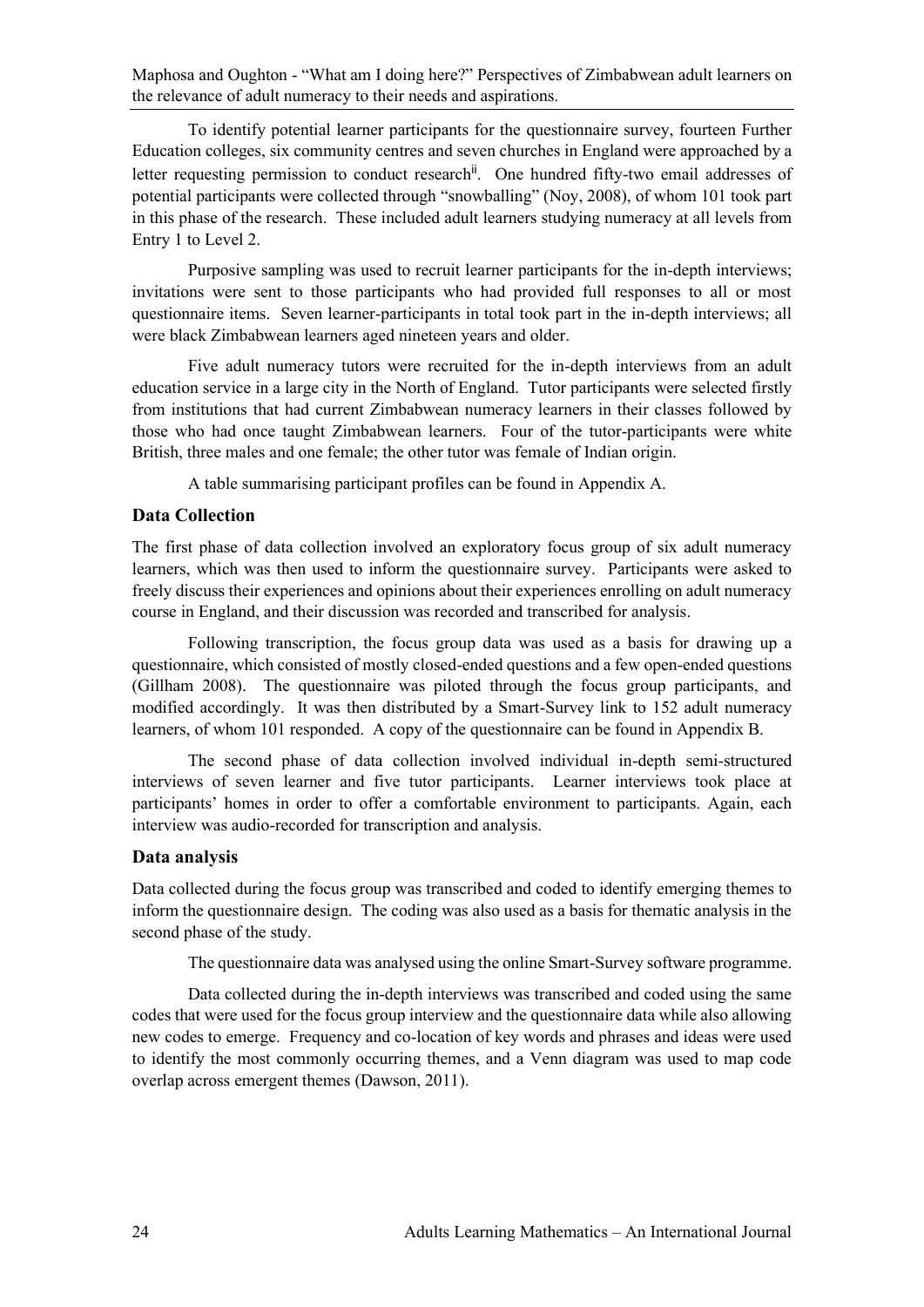To identify potential learner participants for the questionnaire survey, fourteen Further Education colleges, six community centres and seven churches in England were approached by a letter requesting permission to conduct research[ii]. One hundred fifty-two email addresses of potential participants were collected through "snowballing" (Noy, 2008), of whom 101 took part in this phase of the research. These included adult learners studying numeracy at all levels from Entry 1 to Level 2.

Purposive sampling was used to recruit learner participants for the in-depth interviews; invitations were sent to those participants who had provided full responses to all or most questionnaire items. Seven learner-participants in total took part in the in-depth interviews; all were black Zimbabwean learners aged nineteen years and older.

Five adult numeracy tutors were recruited for the in-depth interviews from an adult education service in a large city in the North of England. Tutor participants were selected firstly from institutions that had current Zimbabwean numeracy learners in their classes followed by those who had once taught Zimbabwean learners. Four of the tutor-participants were white British, three males and one female; the other tutor was female of Indian origin.

A table summarising participant profiles can be found in Appendix A.

## Data Collection

The first phase of data collection involved an exploratory focus group of six adult numeracy learners, which was then used to inform the questionnaire survey. Participants were asked to freely discuss their experiences and opinions about their experiences enrolling on adult numeracy course in England, and their discussion was recorded and transcribed for analysis.

Following transcription, the focus group data was used as a basis for drawing up a questionnaire, which consisted of mostly closed-ended questions and a few open-ended questions (Gillham 2008). The questionnaire was piloted through the focus group participants, and modified accordingly. It was then distributed by a Smart-Survey link to 152 adult numeracy learners, of whom 101 responded. A copy of the questionnaire can be found in Appendix B.

The second phase of data collection involved individual in-depth semi-structured interviews of seven learner and five tutor participants. Learner interviews took place at participants' homes in order to offer a comfortable environment to participants. Again, each interview was audio-recorded for transcription and analysis.

## Data analysis

Data collected during the focus group was transcribed and coded to identify emerging themes to inform the questionnaire design. The coding was also used as a basis for thematic analysis in the second phase of the study.

The questionnaire data was analysed using the online Smart-Survey software programme.

Data collected during the in-depth interviews was transcribed and coded using the same codes that were used for the focus group interview and the questionnaire data while also allowing new codes to emerge. Frequency and co-location of key words and phrases and ideas were used to identify the most commonly occurring themes, and a Venn diagram was used to map code overlap across emergent themes (Dawson, 2011).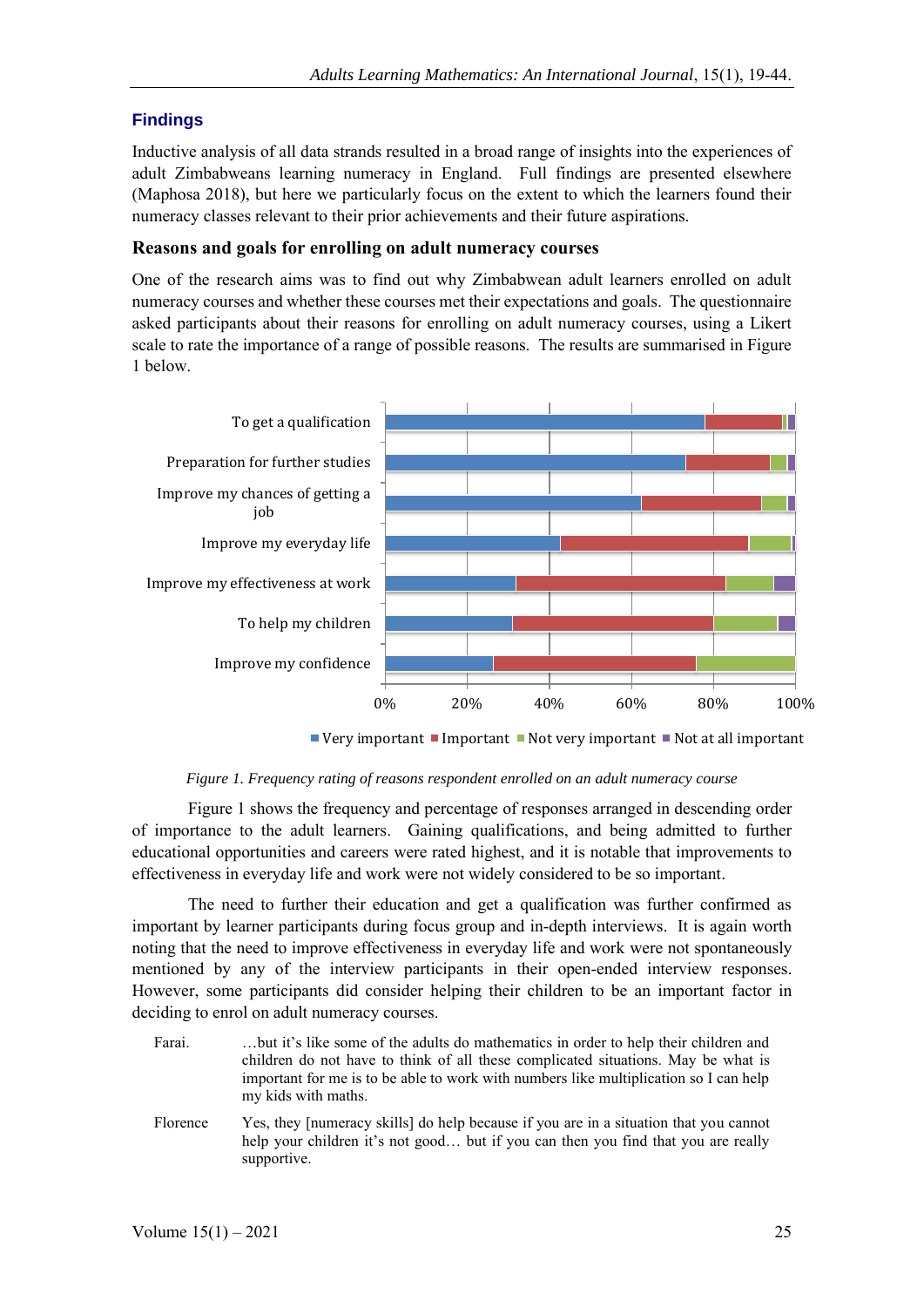## Findings

Inductive analysis of all data strands resulted in a broad range of insights into the experiences of adult Zimbabweans learning numeracy in England. Full findings are presented elsewhere (Maphosa 2018), but here we particularly focus on the extent to which the learners found their numeracy classes relevant to their prior achievements and their future aspirations.

### Reasons and goals for enrolling on adult numeracy courses

One of the research aims was to find out why Zimbabwean adult learners enrolled on adult numeracy courses and whether these courses met their expectations and goals. The questionnaire asked participants about their reasons for enrolling on adult numeracy courses, using a Likert scale to rate the importance of a range of possible reasons. The results are summarised in Figure 1 below.

*Figure 1. Frequency rating of reasons respondent enrolled on an adult numeracy course*

Figure 1 shows the frequency and percentage of responses arranged in descending order of importance to the adult learners. Gaining qualifications, and being admitted to further educational opportunities and careers were rated highest, and it is notable that improvements to effectiveness in everyday life and work were not widely considered to be so important.

The need to further their education and get a qualification was further confirmed as important by learner participants during focus group and in-depth interviews. It is again worth noting that the need to improve effectiveness in everyday life and work were not spontaneously mentioned by any of the interview participants in their open-ended interview responses. However, some participants did consider helping their children to be an important factor in deciding to enrol on adult numeracy courses.

Farai. …but it's like some of the adults do mathematics in order to help their children and children do not have to think of all these complicated situations. May be what is important for me is to be able to work with numbers like multiplication so I can help my kids with maths.

Florence Yes, they [numeracy skills] do help because if you are in a situation that you cannot help your children it's not good… but if you can then you find that you are really supportive.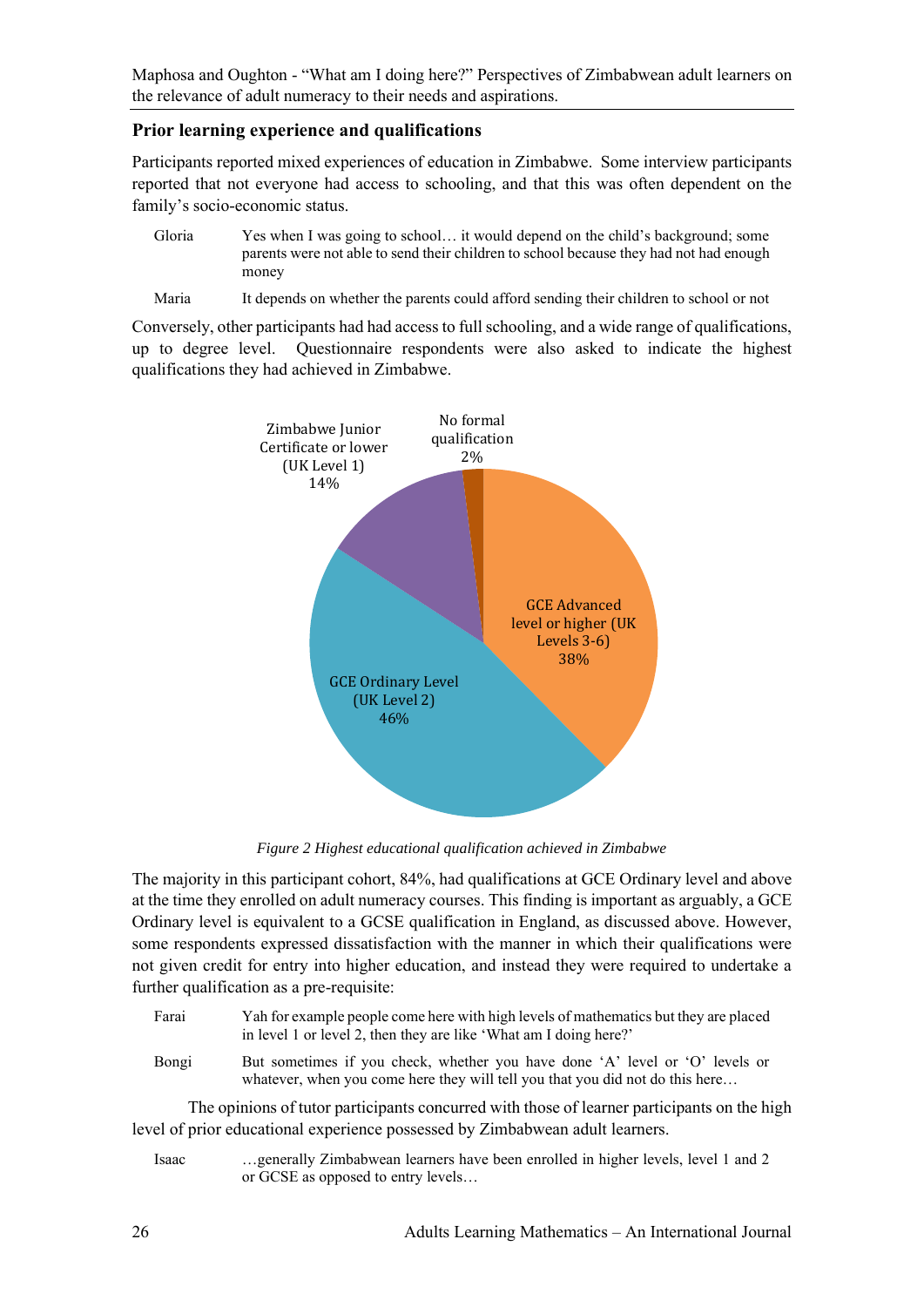## Prior learning experience and qualifications

Participants reported mixed experiences of education in Zimbabwe. Some interview participants reported that not everyone had access to schooling, and that this was often dependent on the family's socio-economic status.

Gloria — Yes when I was going to school… it would depend on the child's background; some parents were not able to send their children to school because they had not had enough money

Maria — It depends on whether the parents could afford sending their children to school or not

Conversely, other participants had had access to full schooling, and a wide range of qualifications, up to degree level. Questionnaire respondents were also asked to indicate the highest qualifications they had achieved in Zimbabwe.

| Qualification | Percentage |
|---|---|
| No formal qualification | 2% |
| Zimbabwe Junior Certificate or lower (UK Level 1) | 14% |
| GCE Ordinary Level (UK Level 2) | 46% |
| GCE Advanced level or higher (UK Levels 3-6) | 38% |

*Figure 2 Highest educational qualification achieved in Zimbabwe*

The majority in this participant cohort, 84%, had qualifications at GCE Ordinary level and above at the time they enrolled on adult numeracy courses. This finding is important as arguably, a GCE Ordinary level is equivalent to a GCSE qualification in England, as discussed above. However, some respondents expressed dissatisfaction with the manner in which their qualifications were not given credit for entry into higher education, and instead they were required to undertake a further qualification as a pre-requisite:

Farai — Yah for example people come here with high levels of mathematics but they are placed in level 1 or level 2, then they are like 'What am I doing here?'

Bongi — But sometimes if you check, whether you have done 'A' level or 'O' levels or whatever, when you come here they will tell you that you did not do this here…

The opinions of tutor participants concurred with those of learner participants on the high level of prior educational experience possessed by Zimbabwean adult learners.

Isaac — …generally Zimbabwean learners have been enrolled in higher levels, level 1 and 2 or GCSE as opposed to entry levels…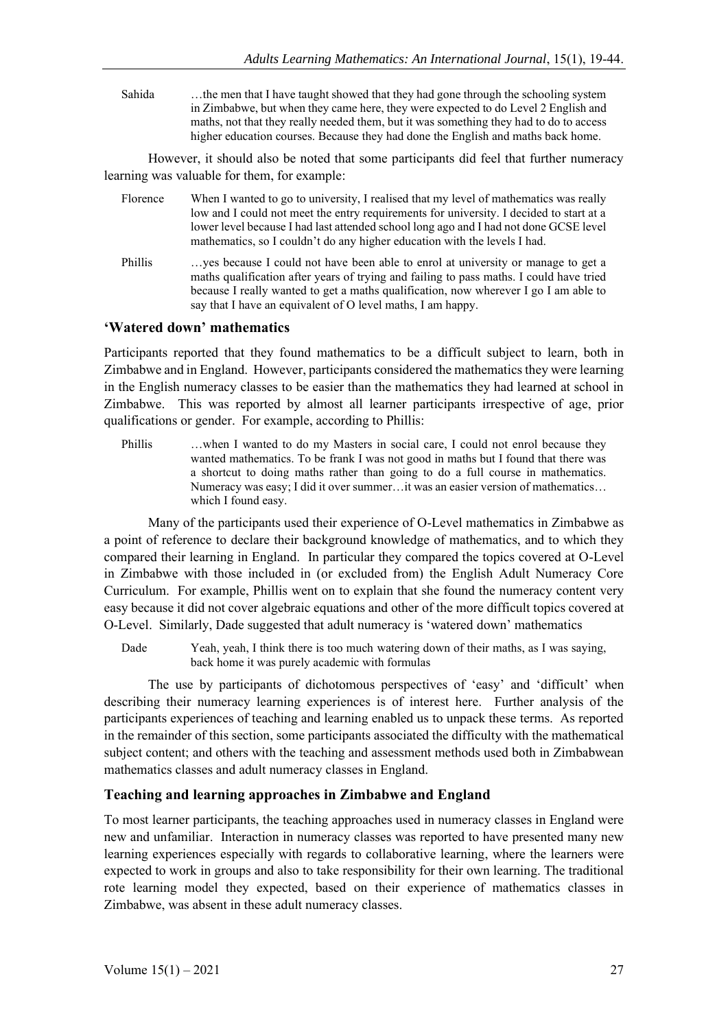Sahida …the men that I have taught showed that they had gone through the schooling system in Zimbabwe, but when they came here, they were expected to do Level 2 English and maths, not that they really needed them, but it was something they had to do to access higher education courses. Because they had done the English and maths back home.

However, it should also be noted that some participants did feel that further numeracy learning was valuable for them, for example:

Florence When I wanted to go to university, I realised that my level of mathematics was really low and I could not meet the entry requirements for university. I decided to start at a lower level because I had last attended school long ago and I had not done GCSE level mathematics, so I couldn't do any higher education with the levels I had.

Phillis …yes because I could not have been able to enrol at university or manage to get a maths qualification after years of trying and failing to pass maths. I could have tried because I really wanted to get a maths qualification, now wherever I go I am able to say that I have an equivalent of O level maths, I am happy.

## 'Watered down' mathematics

Participants reported that they found mathematics to be a difficult subject to learn, both in Zimbabwe and in England. However, participants considered the mathematics they were learning in the English numeracy classes to be easier than the mathematics they had learned at school in Zimbabwe. This was reported by almost all learner participants irrespective of age, prior qualifications or gender. For example, according to Phillis:

Phillis …when I wanted to do my Masters in social care, I could not enrol because they wanted mathematics. To be frank I was not good in maths but I found that there was a shortcut to doing maths rather than going to do a full course in mathematics. Numeracy was easy; I did it over summer…it was an easier version of mathematics… which I found easy.

Many of the participants used their experience of O-Level mathematics in Zimbabwe as a point of reference to declare their background knowledge of mathematics, and to which they compared their learning in England. In particular they compared the topics covered at O-Level in Zimbabwe with those included in (or excluded from) the English Adult Numeracy Core Curriculum. For example, Phillis went on to explain that she found the numeracy content very easy because it did not cover algebraic equations and other of the more difficult topics covered at O-Level. Similarly, Dade suggested that adult numeracy is 'watered down' mathematics

Dade Yeah, yeah, I think there is too much watering down of their maths, as I was saying, back home it was purely academic with formulas

The use by participants of dichotomous perspectives of 'easy' and 'difficult' when describing their numeracy learning experiences is of interest here. Further analysis of the participants experiences of teaching and learning enabled us to unpack these terms. As reported in the remainder of this section, some participants associated the difficulty with the mathematical subject content; and others with the teaching and assessment methods used both in Zimbabwean mathematics classes and adult numeracy classes in England.

## Teaching and learning approaches in Zimbabwe and England

To most learner participants, the teaching approaches used in numeracy classes in England were new and unfamiliar. Interaction in numeracy classes was reported to have presented many new learning experiences especially with regards to collaborative learning, where the learners were expected to work in groups and also to take responsibility for their own learning. The traditional rote learning model they expected, based on their experience of mathematics classes in Zimbabwe, was absent in these adult numeracy classes.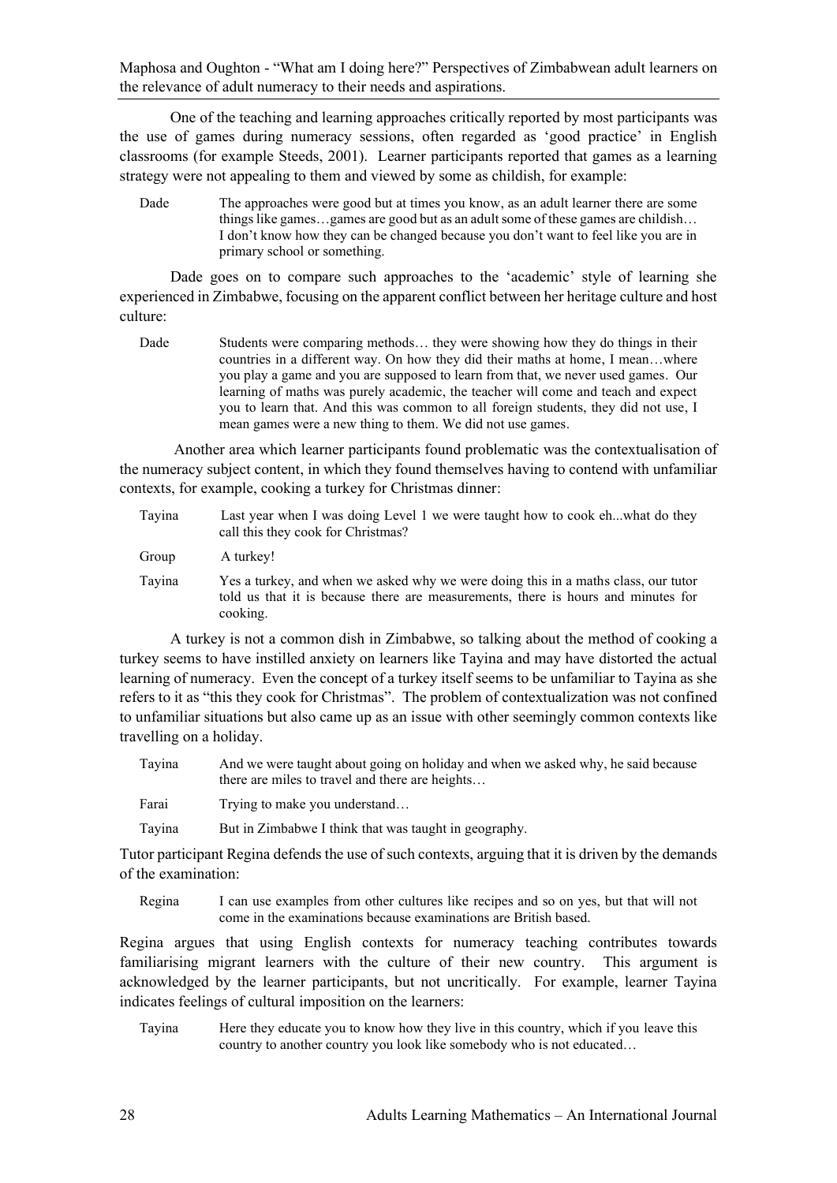One of the teaching and learning approaches critically reported by most participants was the use of games during numeracy sessions, often regarded as 'good practice' in English classrooms (for example Steeds, 2001). Learner participants reported that games as a learning strategy were not appealing to them and viewed by some as childish, for example:

> Dade	The approaches were good but at times you know, as an adult learner there are some things like games…games are good but as an adult some of these games are childish… I don't know how they can be changed because you don't want to feel like you are in primary school or something.

Dade goes on to compare such approaches to the 'academic' style of learning she experienced in Zimbabwe, focusing on the apparent conflict between her heritage culture and host culture:

> Dade	Students were comparing methods… they were showing how they do things in their countries in a different way. On how they did their maths at home, I mean…where you play a game and you are supposed to learn from that, we never used games. Our learning of maths was purely academic, the teacher will come and teach and expect you to learn that. And this was common to all foreign students, they did not use, I mean games were a new thing to them. We did not use games.

Another area which learner participants found problematic was the contextualisation of the numeracy subject content, in which they found themselves having to contend with unfamiliar contexts, for example, cooking a turkey for Christmas dinner:

> Tayina	Last year when I was doing Level 1 we were taught how to cook eh...what do they call this they cook for Christmas?
>
> Group	A turkey!
>
> Tayina	Yes a turkey, and when we asked why we were doing this in a maths class, our tutor told us that it is because there are measurements, there is hours and minutes for cooking.

A turkey is not a common dish in Zimbabwe, so talking about the method of cooking a turkey seems to have instilled anxiety on learners like Tayina and may have distorted the actual learning of numeracy. Even the concept of a turkey itself seems to be unfamiliar to Tayina as she refers to it as "this they cook for Christmas". The problem of contextualization was not confined to unfamiliar situations but also came up as an issue with other seemingly common contexts like travelling on a holiday.

> Tayina	And we were taught about going on holiday and when we asked why, he said because there are miles to travel and there are heights…
>
> Farai	Trying to make you understand…
>
> Tayina	But in Zimbabwe I think that was taught in geography.

Tutor participant Regina defends the use of such contexts, arguing that it is driven by the demands of the examination:

> Regina	I can use examples from other cultures like recipes and so on yes, but that will not come in the examinations because examinations are British based.

Regina argues that using English contexts for numeracy teaching contributes towards familiarising migrant learners with the culture of their new country. This argument is acknowledged by the learner participants, but not uncritically. For example, learner Tayina indicates feelings of cultural imposition on the learners:

> Tayina	Here they educate you to know how they live in this country, which if you leave this country to another country you look like somebody who is not educated…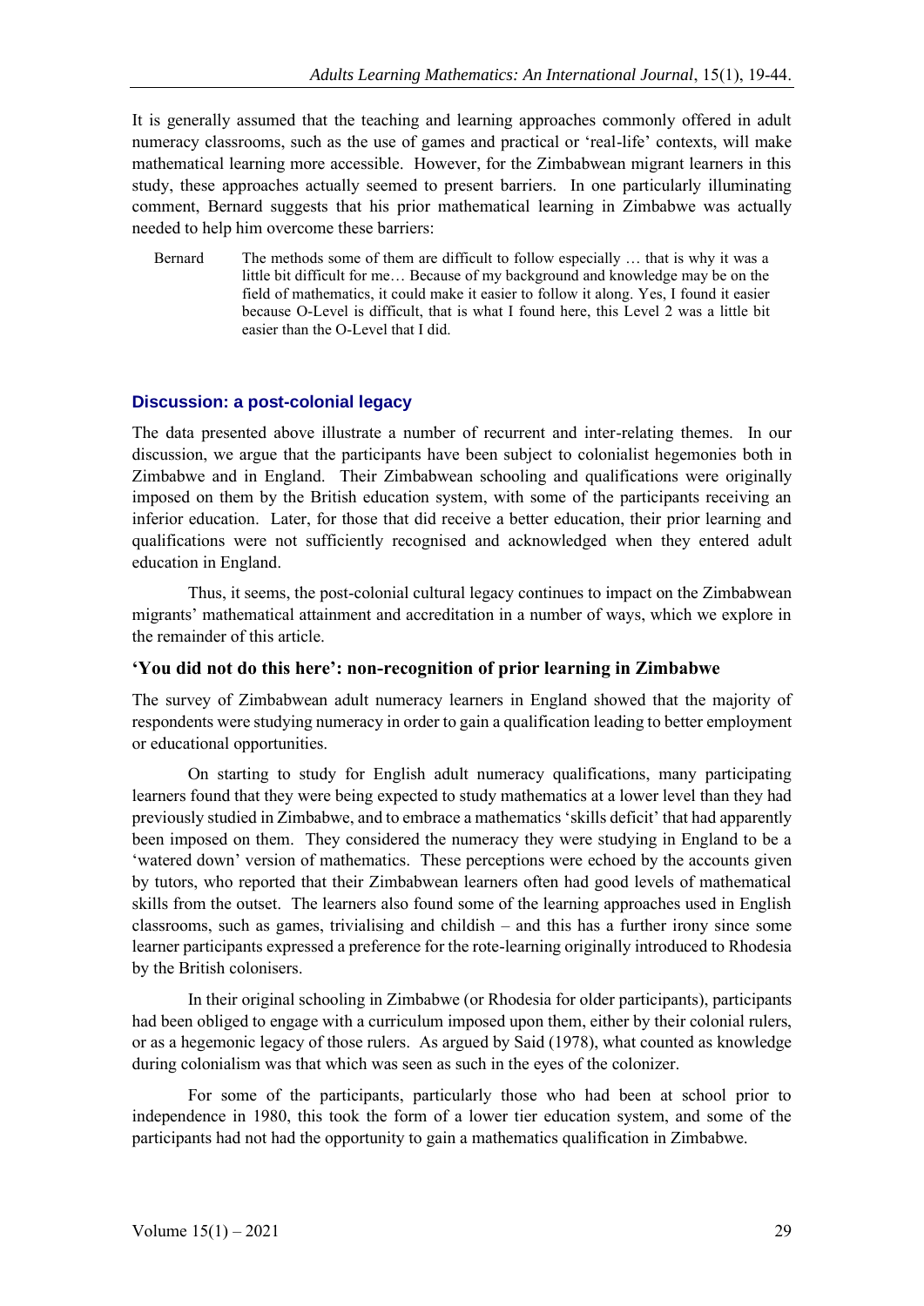It is generally assumed that the teaching and learning approaches commonly offered in adult numeracy classrooms, such as the use of games and practical or 'real-life' contexts, will make mathematical learning more accessible. However, for the Zimbabwean migrant learners in this study, these approaches actually seemed to present barriers. In one particularly illuminating comment, Bernard suggests that his prior mathematical learning in Zimbabwe was actually needed to help him overcome these barriers:

> Bernard The methods some of them are difficult to follow especially … that is why it was a little bit difficult for me… Because of my background and knowledge may be on the field of mathematics, it could make it easier to follow it along. Yes, I found it easier because O-Level is difficult, that is what I found here, this Level 2 was a little bit easier than the O-Level that I did.

## Discussion: a post-colonial legacy

The data presented above illustrate a number of recurrent and inter-relating themes. In our discussion, we argue that the participants have been subject to colonialist hegemonies both in Zimbabwe and in England. Their Zimbabwean schooling and qualifications were originally imposed on them by the British education system, with some of the participants receiving an inferior education. Later, for those that did receive a better education, their prior learning and qualifications were not sufficiently recognised and acknowledged when they entered adult education in England.

Thus, it seems, the post-colonial cultural legacy continues to impact on the Zimbabwean migrants' mathematical attainment and accreditation in a number of ways, which we explore in the remainder of this article.

### 'You did not do this here': non-recognition of prior learning in Zimbabwe

The survey of Zimbabwean adult numeracy learners in England showed that the majority of respondents were studying numeracy in order to gain a qualification leading to better employment or educational opportunities.

On starting to study for English adult numeracy qualifications, many participating learners found that they were being expected to study mathematics at a lower level than they had previously studied in Zimbabwe, and to embrace a mathematics 'skills deficit' that had apparently been imposed on them. They considered the numeracy they were studying in England to be a 'watered down' version of mathematics. These perceptions were echoed by the accounts given by tutors, who reported that their Zimbabwean learners often had good levels of mathematical skills from the outset. The learners also found some of the learning approaches used in English classrooms, such as games, trivialising and childish – and this has a further irony since some learner participants expressed a preference for the rote-learning originally introduced to Rhodesia by the British colonisers.

In their original schooling in Zimbabwe (or Rhodesia for older participants), participants had been obliged to engage with a curriculum imposed upon them, either by their colonial rulers, or as a hegemonic legacy of those rulers. As argued by Said (1978), what counted as knowledge during colonialism was that which was seen as such in the eyes of the colonizer.

For some of the participants, particularly those who had been at school prior to independence in 1980, this took the form of a lower tier education system, and some of the participants had not had the opportunity to gain a mathematics qualification in Zimbabwe.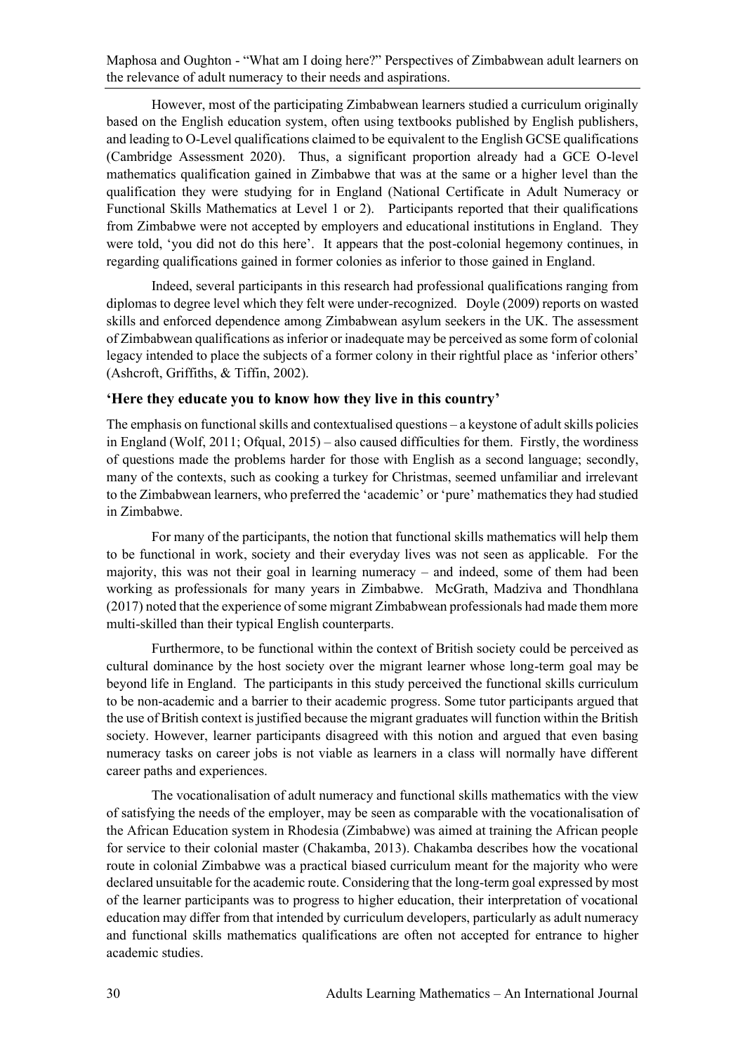However, most of the participating Zimbabwean learners studied a curriculum originally based on the English education system, often using textbooks published by English publishers, and leading to O-Level qualifications claimed to be equivalent to the English GCSE qualifications (Cambridge Assessment 2020). Thus, a significant proportion already had a GCE O-level mathematics qualification gained in Zimbabwe that was at the same or a higher level than the qualification they were studying for in England (National Certificate in Adult Numeracy or Functional Skills Mathematics at Level 1 or 2). Participants reported that their qualifications from Zimbabwe were not accepted by employers and educational institutions in England. They were told, 'you did not do this here'. It appears that the post-colonial hegemony continues, in regarding qualifications gained in former colonies as inferior to those gained in England.

Indeed, several participants in this research had professional qualifications ranging from diplomas to degree level which they felt were under-recognized. Doyle (2009) reports on wasted skills and enforced dependence among Zimbabwean asylum seekers in the UK. The assessment of Zimbabwean qualifications as inferior or inadequate may be perceived as some form of colonial legacy intended to place the subjects of a former colony in their rightful place as 'inferior others' (Ashcroft, Griffiths, & Tiffin, 2002).

### 'Here they educate you to know how they live in this country'

The emphasis on functional skills and contextualised questions – a keystone of adult skills policies in England (Wolf, 2011; Ofqual, 2015) – also caused difficulties for them. Firstly, the wordiness of questions made the problems harder for those with English as a second language; secondly, many of the contexts, such as cooking a turkey for Christmas, seemed unfamiliar and irrelevant to the Zimbabwean learners, who preferred the 'academic' or 'pure' mathematics they had studied in Zimbabwe.

For many of the participants, the notion that functional skills mathematics will help them to be functional in work, society and their everyday lives was not seen as applicable. For the majority, this was not their goal in learning numeracy – and indeed, some of them had been working as professionals for many years in Zimbabwe. McGrath, Madziva and Thondhlana (2017) noted that the experience of some migrant Zimbabwean professionals had made them more multi-skilled than their typical English counterparts.

Furthermore, to be functional within the context of British society could be perceived as cultural dominance by the host society over the migrant learner whose long-term goal may be beyond life in England. The participants in this study perceived the functional skills curriculum to be non-academic and a barrier to their academic progress. Some tutor participants argued that the use of British context is justified because the migrant graduates will function within the British society. However, learner participants disagreed with this notion and argued that even basing numeracy tasks on career jobs is not viable as learners in a class will normally have different career paths and experiences.

The vocationalisation of adult numeracy and functional skills mathematics with the view of satisfying the needs of the employer, may be seen as comparable with the vocationalisation of the African Education system in Rhodesia (Zimbabwe) was aimed at training the African people for service to their colonial master (Chakamba, 2013). Chakamba describes how the vocational route in colonial Zimbabwe was a practical biased curriculum meant for the majority who were declared unsuitable for the academic route. Considering that the long-term goal expressed by most of the learner participants was to progress to higher education, their interpretation of vocational education may differ from that intended by curriculum developers, particularly as adult numeracy and functional skills mathematics qualifications are often not accepted for entrance to higher academic studies.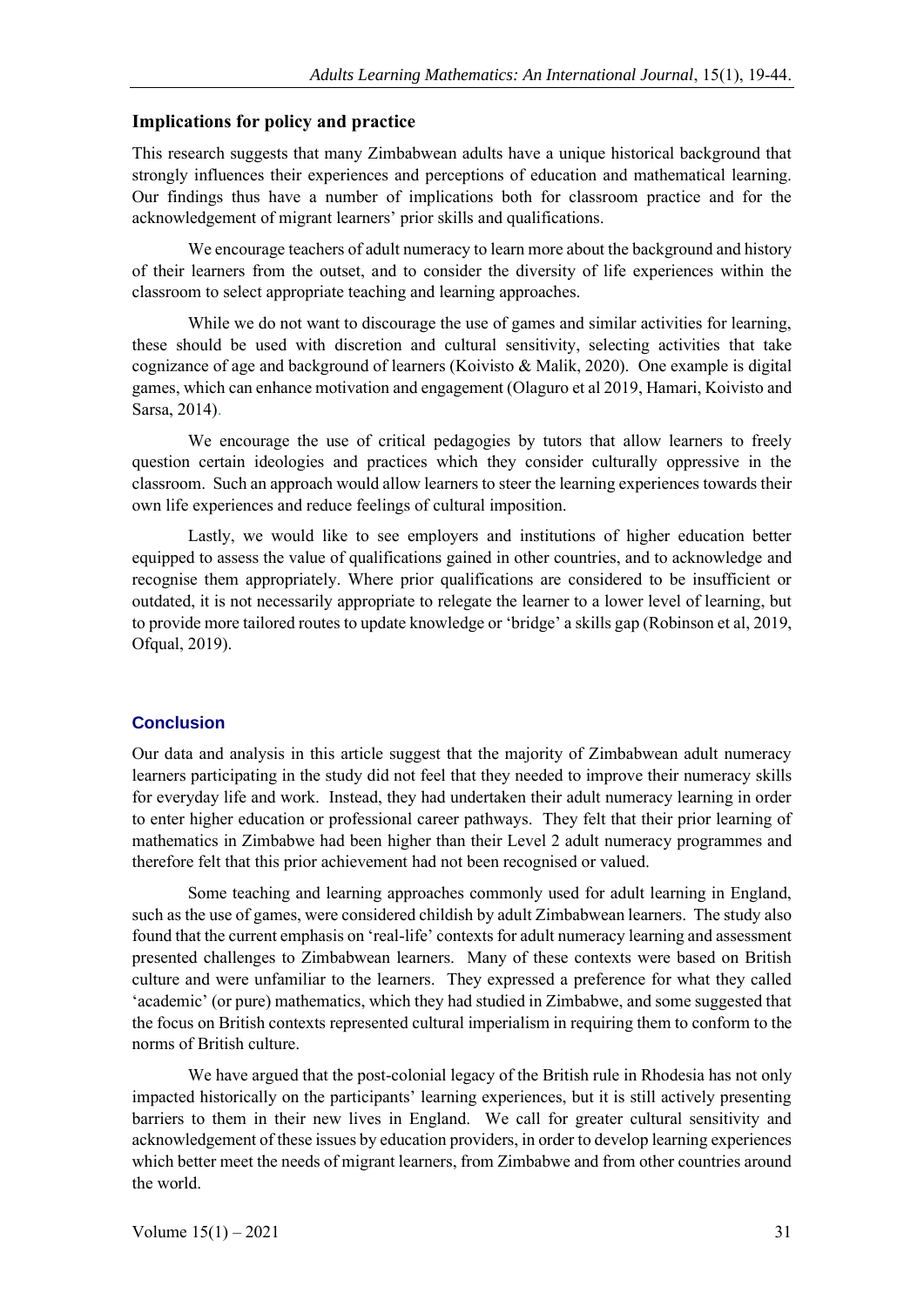## Implications for policy and practice

This research suggests that many Zimbabwean adults have a unique historical background that strongly influences their experiences and perceptions of education and mathematical learning. Our findings thus have a number of implications both for classroom practice and for the acknowledgement of migrant learners' prior skills and qualifications.

We encourage teachers of adult numeracy to learn more about the background and history of their learners from the outset, and to consider the diversity of life experiences within the classroom to select appropriate teaching and learning approaches.

While we do not want to discourage the use of games and similar activities for learning, these should be used with discretion and cultural sensitivity, selecting activities that take cognizance of age and background of learners (Koivisto & Malik, 2020). One example is digital games, which can enhance motivation and engagement (Olaguro et al 2019, Hamari, Koivisto and Sarsa, 2014).

We encourage the use of critical pedagogies by tutors that allow learners to freely question certain ideologies and practices which they consider culturally oppressive in the classroom. Such an approach would allow learners to steer the learning experiences towards their own life experiences and reduce feelings of cultural imposition.

Lastly, we would like to see employers and institutions of higher education better equipped to assess the value of qualifications gained in other countries, and to acknowledge and recognise them appropriately. Where prior qualifications are considered to be insufficient or outdated, it is not necessarily appropriate to relegate the learner to a lower level of learning, but to provide more tailored routes to update knowledge or 'bridge' a skills gap (Robinson et al, 2019, Ofqual, 2019).

## Conclusion

Our data and analysis in this article suggest that the majority of Zimbabwean adult numeracy learners participating in the study did not feel that they needed to improve their numeracy skills for everyday life and work. Instead, they had undertaken their adult numeracy learning in order to enter higher education or professional career pathways. They felt that their prior learning of mathematics in Zimbabwe had been higher than their Level 2 adult numeracy programmes and therefore felt that this prior achievement had not been recognised or valued.

Some teaching and learning approaches commonly used for adult learning in England, such as the use of games, were considered childish by adult Zimbabwean learners. The study also found that the current emphasis on 'real-life' contexts for adult numeracy learning and assessment presented challenges to Zimbabwean learners. Many of these contexts were based on British culture and were unfamiliar to the learners. They expressed a preference for what they called 'academic' (or pure) mathematics, which they had studied in Zimbabwe, and some suggested that the focus on British contexts represented cultural imperialism in requiring them to conform to the norms of British culture.

We have argued that the post-colonial legacy of the British rule in Rhodesia has not only impacted historically on the participants' learning experiences, but it is still actively presenting barriers to them in their new lives in England. We call for greater cultural sensitivity and acknowledgement of these issues by education providers, in order to develop learning experiences which better meet the needs of migrant learners, from Zimbabwe and from other countries around the world.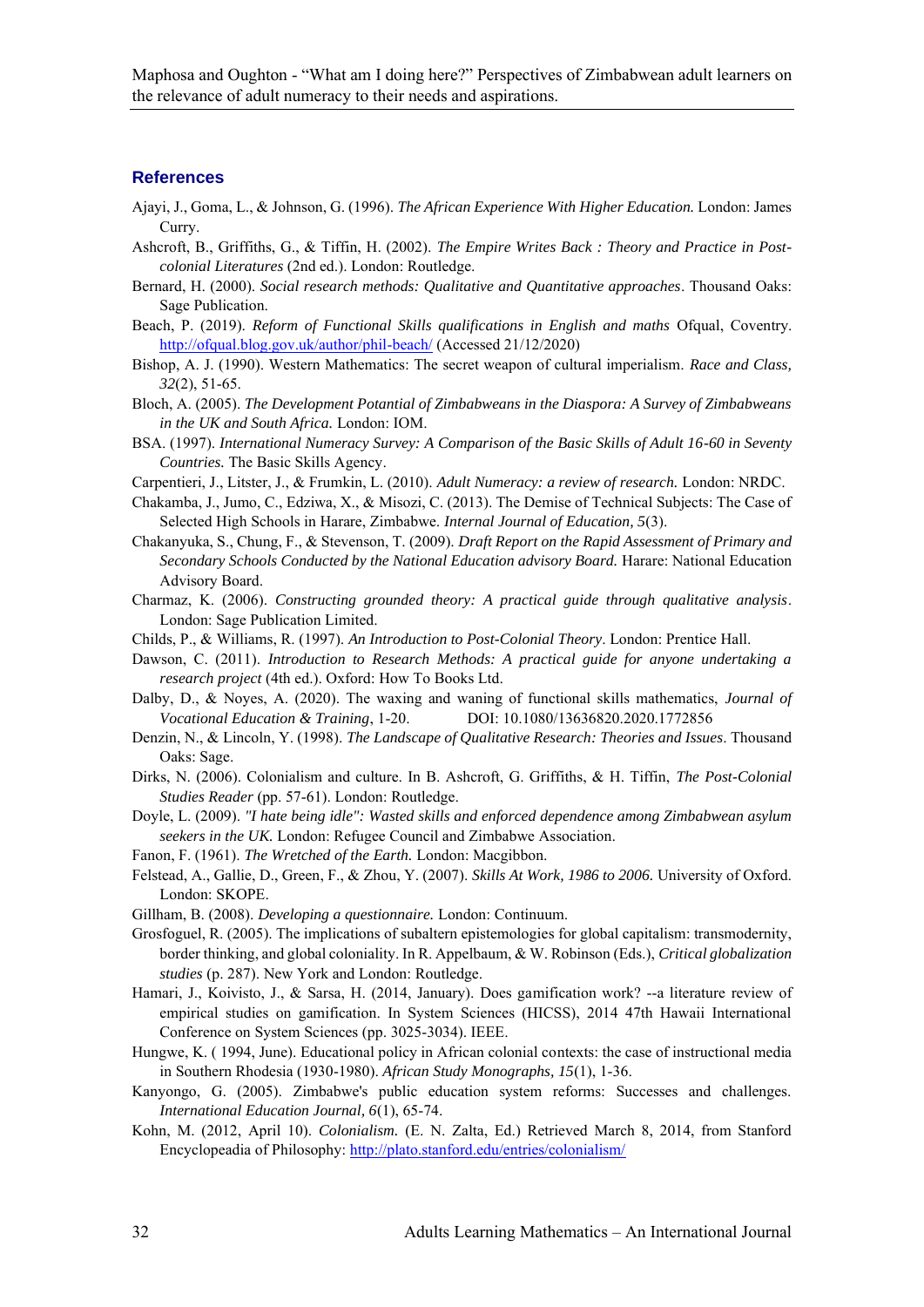## References

Ajayi, J., Goma, L., & Johnson, G. (1996). *The African Experience With Higher Education.* London: James Curry.

Ashcroft, B., Griffiths, G., & Tiffin, H. (2002). *The Empire Writes Back : Theory and Practice in Post-colonial Literatures* (2nd ed.). London: Routledge.

Bernard, H. (2000). *Social research methods: Qualitative and Quantitative approaches*. Thousand Oaks: Sage Publication.

Beach, P. (2019). *Reform of Functional Skills qualifications in English and maths* Ofqual, Coventry. http://ofqual.blog.gov.uk/author/phil-beach/ (Accessed 21/12/2020)

Bishop, A. J. (1990). Western Mathematics: The secret weapon of cultural imperialism. *Race and Class, 32*(2), 51-65.

Bloch, A. (2005). *The Development Potential of Zimbabweans in the Diaspora: A Survey of Zimbabweans in the UK and South Africa.* London: IOM.

BSA. (1997). *International Numeracy Survey: A Comparison of the Basic Skills of Adult 16-60 in Seventy Countries.* The Basic Skills Agency.

Carpentieri, J., Litster, J., & Frumkin, L. (2010). *Adult Numeracy: a review of research.* London: NRDC.

Chakamba, J., Jumo, C., Edziwa, X., & Misozi, C. (2013). The Demise of Technical Subjects: The Case of Selected High Schools in Harare, Zimbabwe. *Internal Journal of Education, 5*(3).

Chakanyuka, S., Chung, F., & Stevenson, T. (2009). *Draft Report on the Rapid Assessment of Primary and Secondary Schools Conducted by the National Education advisory Board.* Harare: National Education Advisory Board.

Charmaz, K. (2006). *Constructing grounded theory: A practical guide through qualitative analysis*. London: Sage Publication Limited.

Childs, P., & Williams, R. (1997). *An Introduction to Post-Colonial Theory*. London: Prentice Hall.

Dawson, C. (2011). *Introduction to Research Methods: A practical guide for anyone undertaking a research project* (4th ed.). Oxford: How To Books Ltd.

Dalby, D., & Noyes, A. (2020). The waxing and waning of functional skills mathematics, *Journal of Vocational Education & Training*, 1-20. DOI: 10.1080/13636820.2020.1772856

Denzin, N., & Lincoln, Y. (1998). *The Landscape of Qualitative Research: Theories and Issues*. Thousand Oaks: Sage.

Dirks, N. (2006). Colonialism and culture. In B. Ashcroft, G. Griffiths, & H. Tiffin, *The Post-Colonial Studies Reader* (pp. 57-61). London: Routledge.

Doyle, L. (2009). *"I hate being idle": Wasted skills and enforced dependence among Zimbabwean asylum seekers in the UK.* London: Refugee Council and Zimbabwe Association.

Fanon, F. (1961). *The Wretched of the Earth.* London: Macgibbon.

Felstead, A., Gallie, D., Green, F., & Zhou, Y. (2007). *Skills At Work, 1986 to 2006.* University of Oxford. London: SKOPE.

Gillham, B. (2008). *Developing a questionnaire.* London: Continuum.

Grosfoguel, R. (2005). The implications of subaltern epistemologies for global capitalism: transmodernity, border thinking, and global coloniality. In R. Appelbaum, & W. Robinson (Eds.), *Critical globalization studies* (p. 287). New York and London: Routledge.

Hamari, J., Koivisto, J., & Sarsa, H. (2014, January). Does gamification work? --a literature review of empirical studies on gamification. In System Sciences (HICSS), 2014 47th Hawaii International Conference on System Sciences (pp. 3025-3034). IEEE.

Hungwe, K. ( 1994, June). Educational policy in African colonial contexts: the case of instructional media in Southern Rhodesia (1930-1980). *African Study Monographs, 15*(1), 1-36.

Kanyongo, G. (2005). Zimbabwe's public education system reforms: Successes and challenges. *International Education Journal, 6*(1), 65-74.

Kohn, M. (2012, April 10). *Colonialism.* (E. N. Zalta, Ed.) Retrieved March 8, 2014, from Stanford Encyclopeadia of Philosophy: http://plato.stanford.edu/entries/colonialism/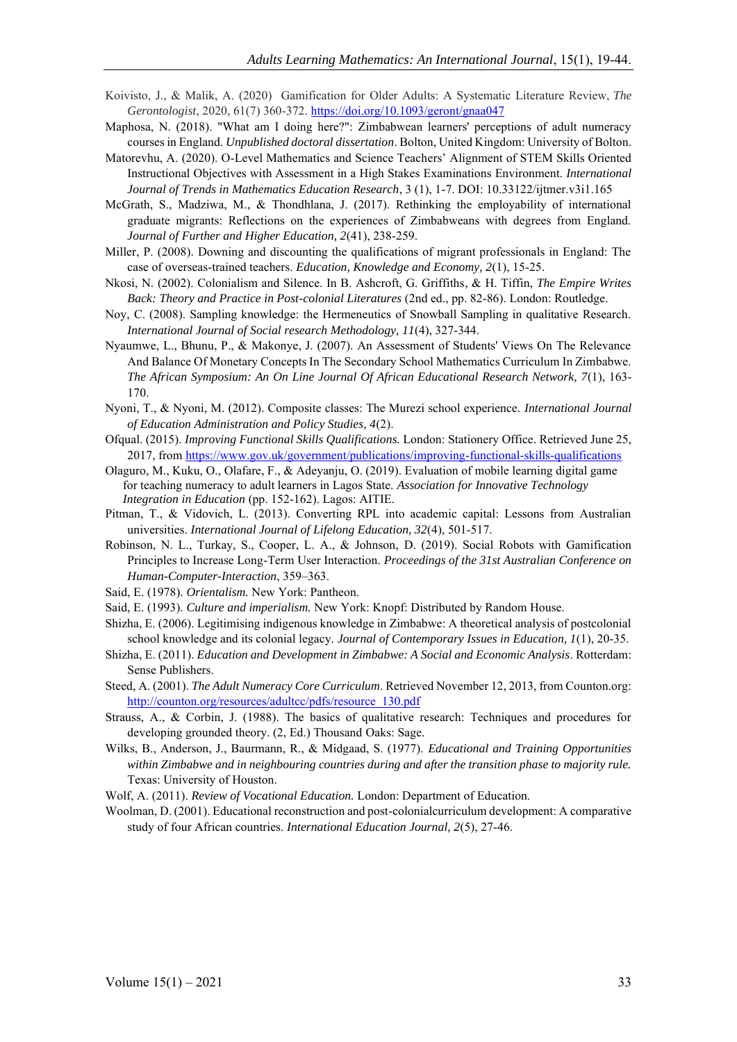Koivisto, J., & Malik, A. (2020) Gamification for Older Adults: A Systematic Literature Review, *The Gerontologist*, 2020, 61(7) 360-372. https://doi.org/10.1093/geront/gnaa047

Maphosa, N. (2018). "What am I doing here?": Zimbabwean learners' perceptions of adult numeracy courses in England. *Unpublished doctoral dissertation*. Bolton, United Kingdom: University of Bolton.

Matorevhu, A. (2020). O-Level Mathematics and Science Teachers' Alignment of STEM Skills Oriented Instructional Objectives with Assessment in a High Stakes Examinations Environment. *International Journal of Trends in Mathematics Education Research*, 3 (1), 1-7. DOI: 10.33122/ijtmer.v3i1.165

McGrath, S., Madziwa, M., & Thondhlana, J. (2017). Rethinking the employability of international graduate migrants: Reflections on the experiences of Zimbabweans with degrees from England. *Journal of Further and Higher Education, 2*(41), 238-259.

Miller, P. (2008). Downing and discounting the qualifications of migrant professionals in England: The case of overseas-trained teachers. *Education, Knowledge and Economy, 2*(1), 15-25.

Nkosi, N. (2002). Colonialism and Silence. In B. Ashcroft, G. Griffiths, & H. Tiffin, *The Empire Writes Back: Theory and Practice in Post-colonial Literatures* (2nd ed., pp. 82-86). London: Routledge.

Noy, C. (2008). Sampling knowledge: the Hermeneutics of Snowball Sampling in qualitative Research. *International Journal of Social research Methodology, 11*(4), 327-344.

Nyaumwe, L., Bhunu, P., & Makonye, J. (2007). An Assessment of Students' Views On The Relevance And Balance Of Monetary Concepts In The Secondary School Mathematics Curriculum In Zimbabwe. *The African Symposium: An On Line Journal Of African Educational Research Network, 7*(1), 163-170.

Nyoni, T., & Nyoni, M. (2012). Composite classes: The Murezi school experience. *International Journal of Education Administration and Policy Studies, 4*(2).

Ofqual. (2015). *Improving Functional Skills Qualifications.* London: Stationery Office. Retrieved June 25, 2017, from https://www.gov.uk/government/publications/improving-functional-skills-qualifications

Olaguro, M., Kuku, O., Olafare, F., & Adeyanju, O. (2019). Evaluation of mobile learning digital game for teaching numeracy to adult learners in Lagos State. *Association for Innovative Technology Integration in Education* (pp. 152-162). Lagos: AITIE.

Pitman, T., & Vidovich, L. (2013). Converting RPL into academic capital: Lessons from Australian universities. *International Journal of Lifelong Education, 32*(4), 501-517.

Robinson, N. L., Turkay, S., Cooper, L. A., & Johnson, D. (2019). Social Robots with Gamification Principles to Increase Long-Term User Interaction. *Proceedings of the 31st Australian Conference on Human-Computer-Interaction*, 359–363.

Said, E. (1978). *Orientalism.* New York: Pantheon.

Said, E. (1993). *Culture and imperialism.* New York: Knopf: Distributed by Random House.

Shizha, E. (2006). Legitimising indigenous knowledge in Zimbabwe: A theoretical analysis of postcolonial school knowledge and its colonial legacy. *Journal of Contemporary Issues in Education, 1*(1), 20-35.

Shizha, E. (2011). *Education and Development in Zimbabwe: A Social and Economic Analysis*. Rotterdam: Sense Publishers.

Steed, A. (2001). *The Adult Numeracy Core Curriculum*. Retrieved November 12, 2013, from Counton.org: http://counton.org/resources/adultcc/pdfs/resource_130.pdf

Strauss, A., & Corbin, J. (1988). The basics of qualitative research: Techniques and procedures for developing grounded theory. (2, Ed.) Thousand Oaks: Sage.

Wilks, B., Anderson, J., Baurmann, R., & Midgaad, S. (1977). *Educational and Training Opportunities within Zimbabwe and in neighbouring countries during and after the transition phase to majority rule.* Texas: University of Houston.

Wolf, A. (2011). *Review of Vocational Education.* London: Department of Education.

Woolman, D. (2001). Educational reconstruction and post-colonialcurriculum development: A comparative study of four African countries. *International Education Journal, 2*(5), 27-46.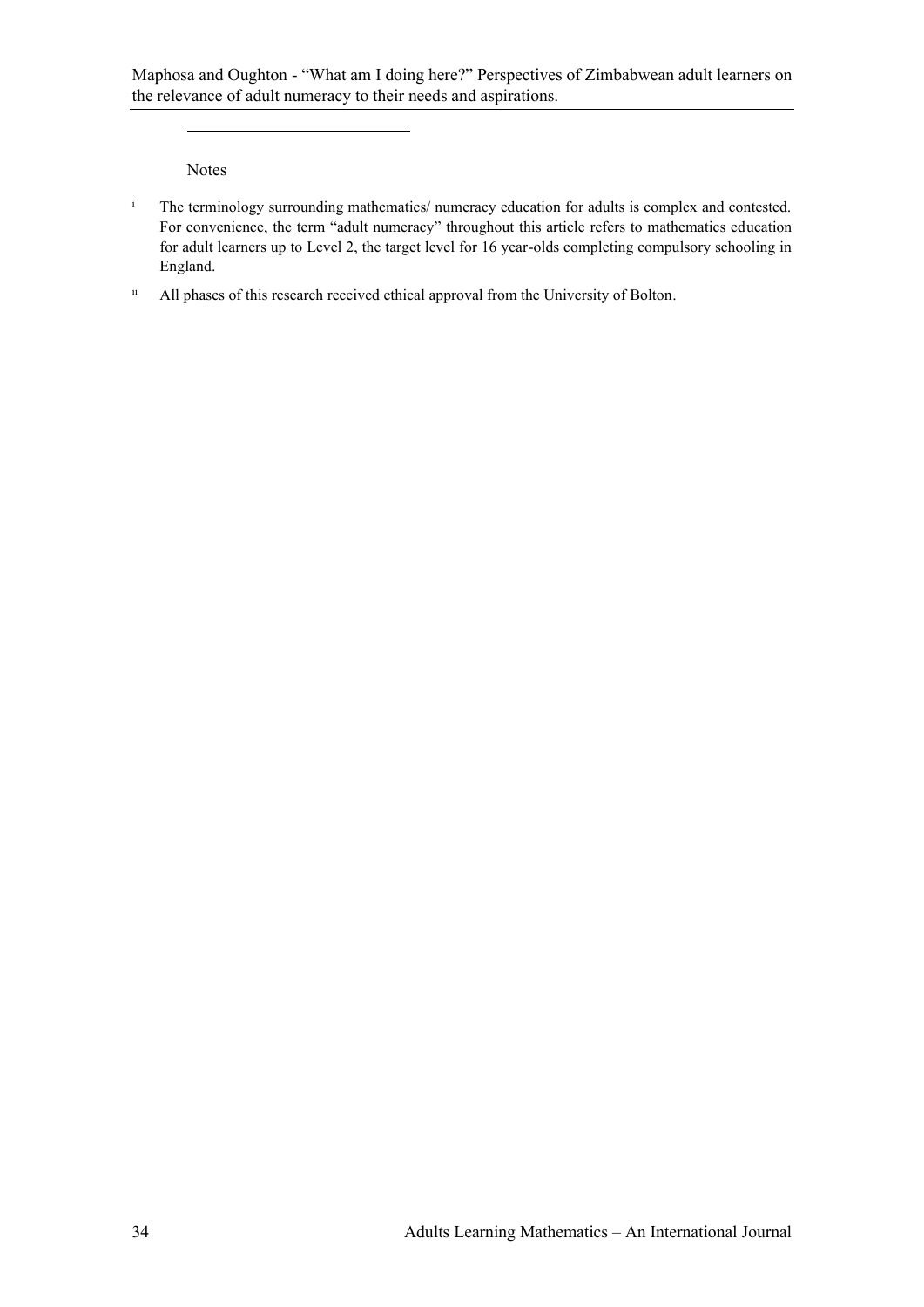Notes

[i] The terminology surrounding mathematics/ numeracy education for adults is complex and contested. For convenience, the term "adult numeracy" throughout this article refers to mathematics education for adult learners up to Level 2, the target level for 16 year-olds completing compulsory schooling in England.

[ii] All phases of this research received ethical approval from the University of Bolton.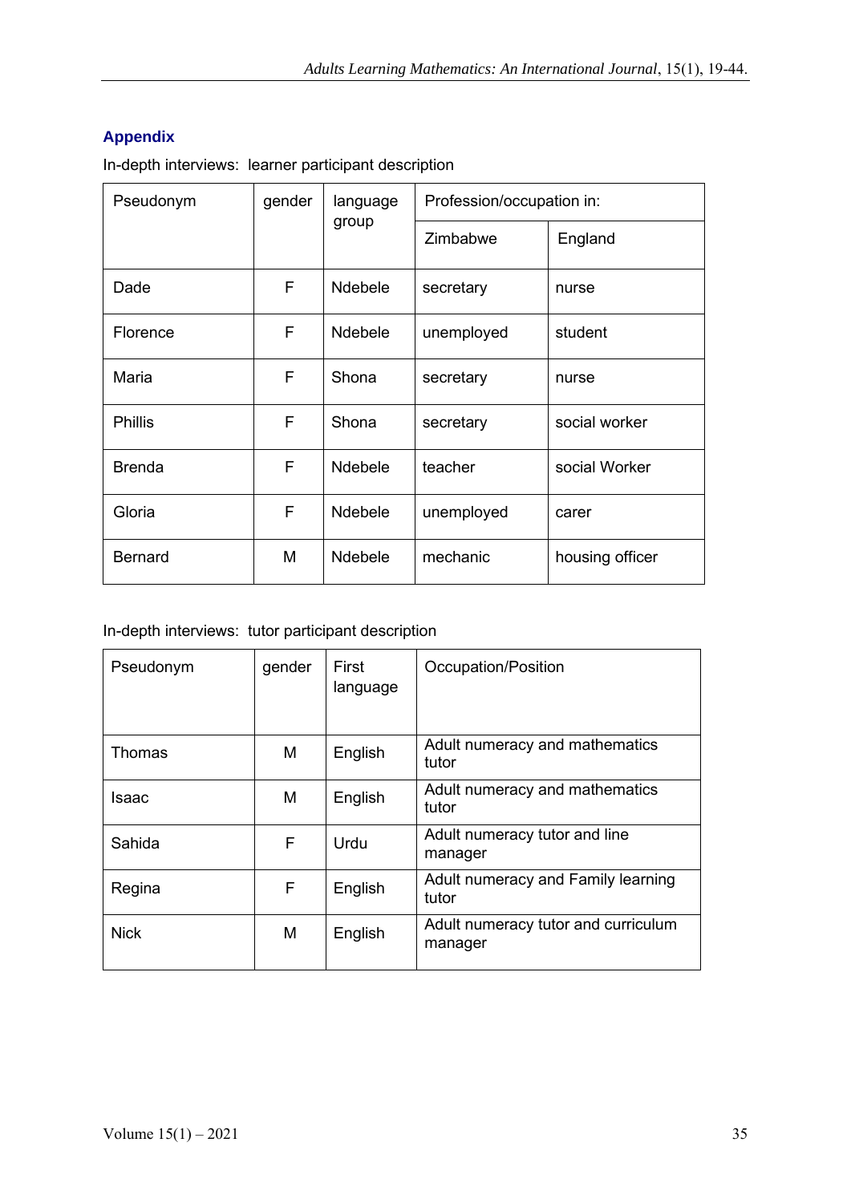## Appendix

In-depth interviews: learner participant description

| Pseudonym | gender | language group | Profession/occupation in: | |
|---|---|---|---|---|
| | | | Zimbabwe | England |
| Dade | F | Ndebele | secretary | nurse |
| Florence | F | Ndebele | unemployed | student |
| Maria | F | Shona | secretary | nurse |
| Phillis | F | Shona | secretary | social worker |
| Brenda | F | Ndebele | teacher | social Worker |
| Gloria | F | Ndebele | unemployed | carer |
| Bernard | M | Ndebele | mechanic | housing officer |

In-depth interviews: tutor participant description

| Pseudonym | gender | First language | Occupation/Position |
|---|---|---|---|
| Thomas | M | English | Adult numeracy and mathematics tutor |
| Isaac | M | English | Adult numeracy and mathematics tutor |
| Sahida | F | Urdu | Adult numeracy tutor and line manager |
| Regina | F | English | Adult numeracy and Family learning tutor |
| Nick | M | English | Adult numeracy tutor and curriculum manager |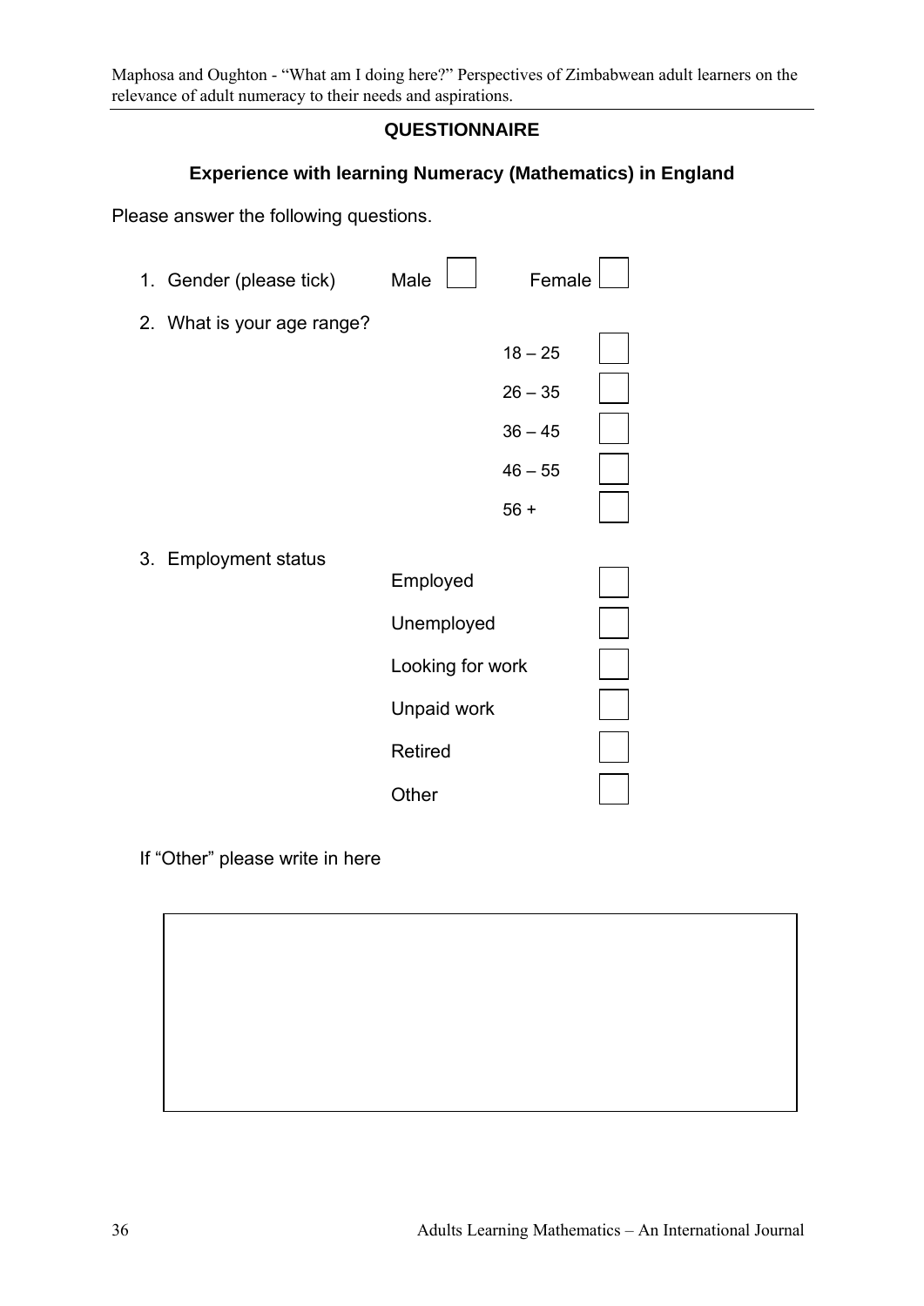## QUESTIONNAIRE

### Experience with learning Numeracy (Mathematics) in England

Please answer the following questions.

1. Gender (please tick) Male ☐ Female ☐
2. What is your age range?
   - 18 – 25 ☐
   - 26 – 35 ☐
   - 36 – 45 ☐
   - 46 – 55 ☐
   - 56 + ☐
3. Employment status
   - Employed ☐
   - Unemployed ☐
   - Looking for work ☐
   - Unpaid work ☐
   - Retired ☐
   - Other ☐

If "Other" please write in here

| |
|---|
| |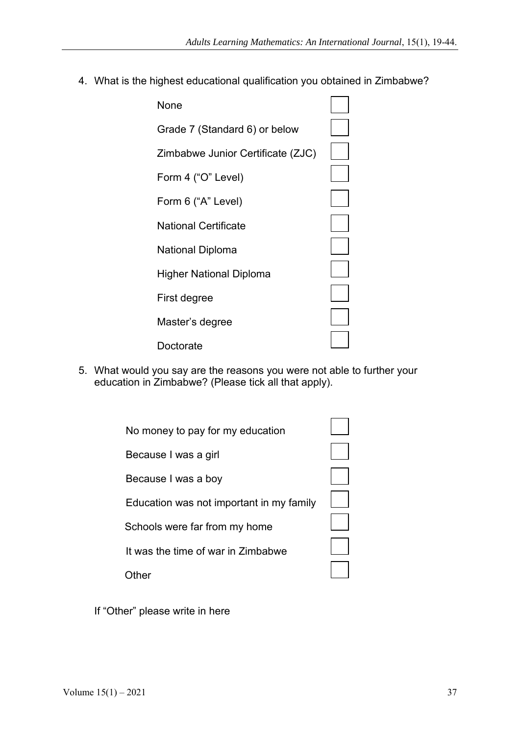4. What is the highest educational qualification you obtained in Zimbabwe?

   - None ☐
   - Grade 7 (Standard 6) or below ☐
   - Zimbabwe Junior Certificate (ZJC) ☐
   - Form 4 (“O” Level) ☐
   - Form 6 (“A” Level) ☐
   - National Certificate ☐
   - National Diploma ☐
   - Higher National Diploma ☐
   - First degree ☐
   - Master’s degree ☐
   - Doctorate ☐

5. What would you say are the reasons you were not able to further your education in Zimbabwe? (Please tick all that apply).

   - No money to pay for my education ☐
   - Because I was a girl ☐
   - Because I was a boy ☐
   - Education was not important in my family ☐
   - Schools were far from my home ☐
   - It was the time of war in Zimbabwe ☐
   - Other ☐

   If “Other” please write in here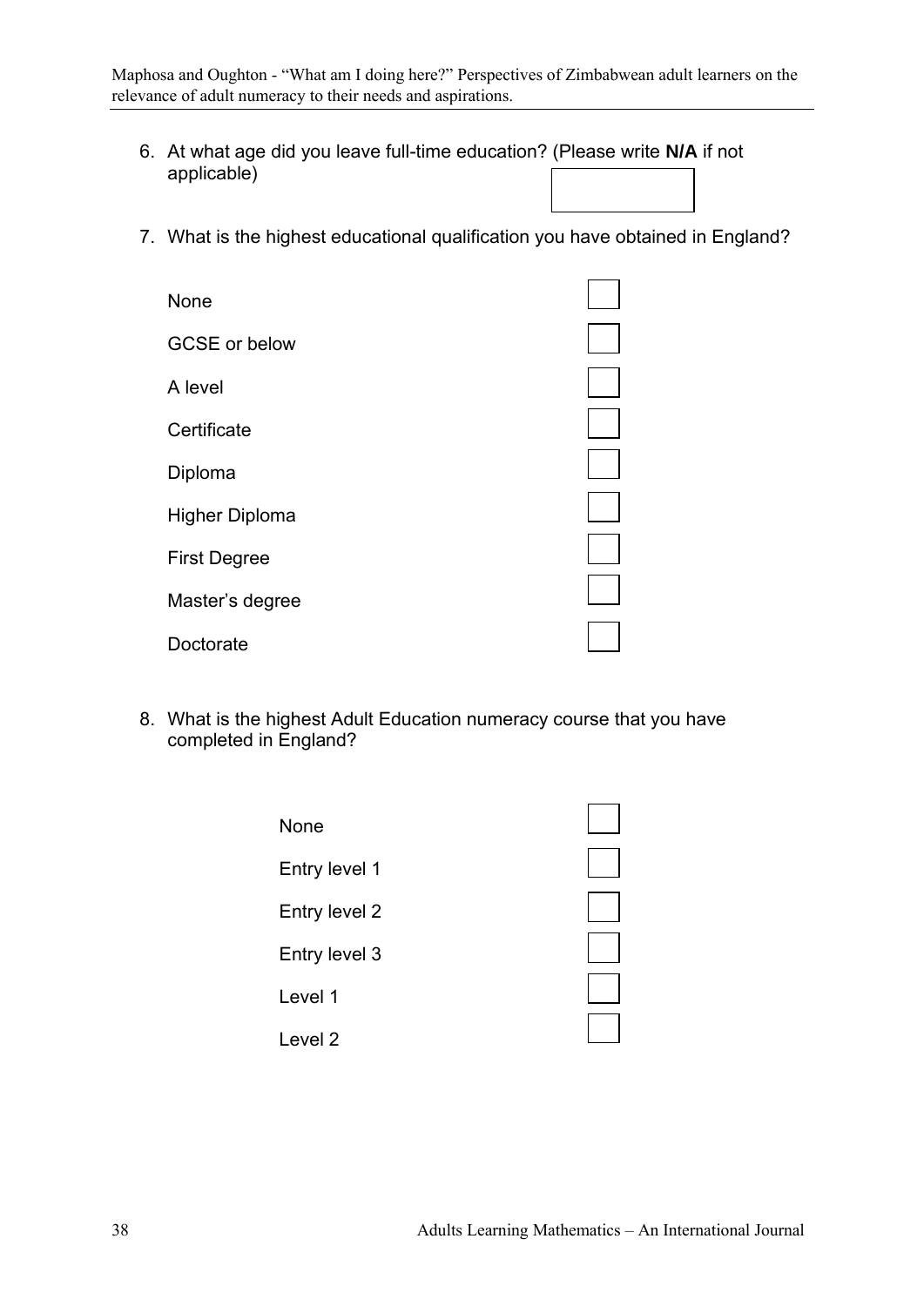6. At what age did you leave full-time education? (Please write **N/A** if not applicable)

☐

7. What is the highest educational qualification you have obtained in England?

| | |
|---|---|
| None | ☐ |
| GCSE or below | ☐ |
| A level | ☐ |
| Certificate | ☐ |
| Diploma | ☐ |
| Higher Diploma | ☐ |
| First Degree | ☐ |
| Master's degree | ☐ |
| Doctorate | ☐ |

8. What is the highest Adult Education numeracy course that you have completed in England?

| | |
|---|---|
| None | ☐ |
| Entry level 1 | ☐ |
| Entry level 2 | ☐ |
| Entry level 3 | ☐ |
| Level 1 | ☐ |
| Level 2 | ☐ |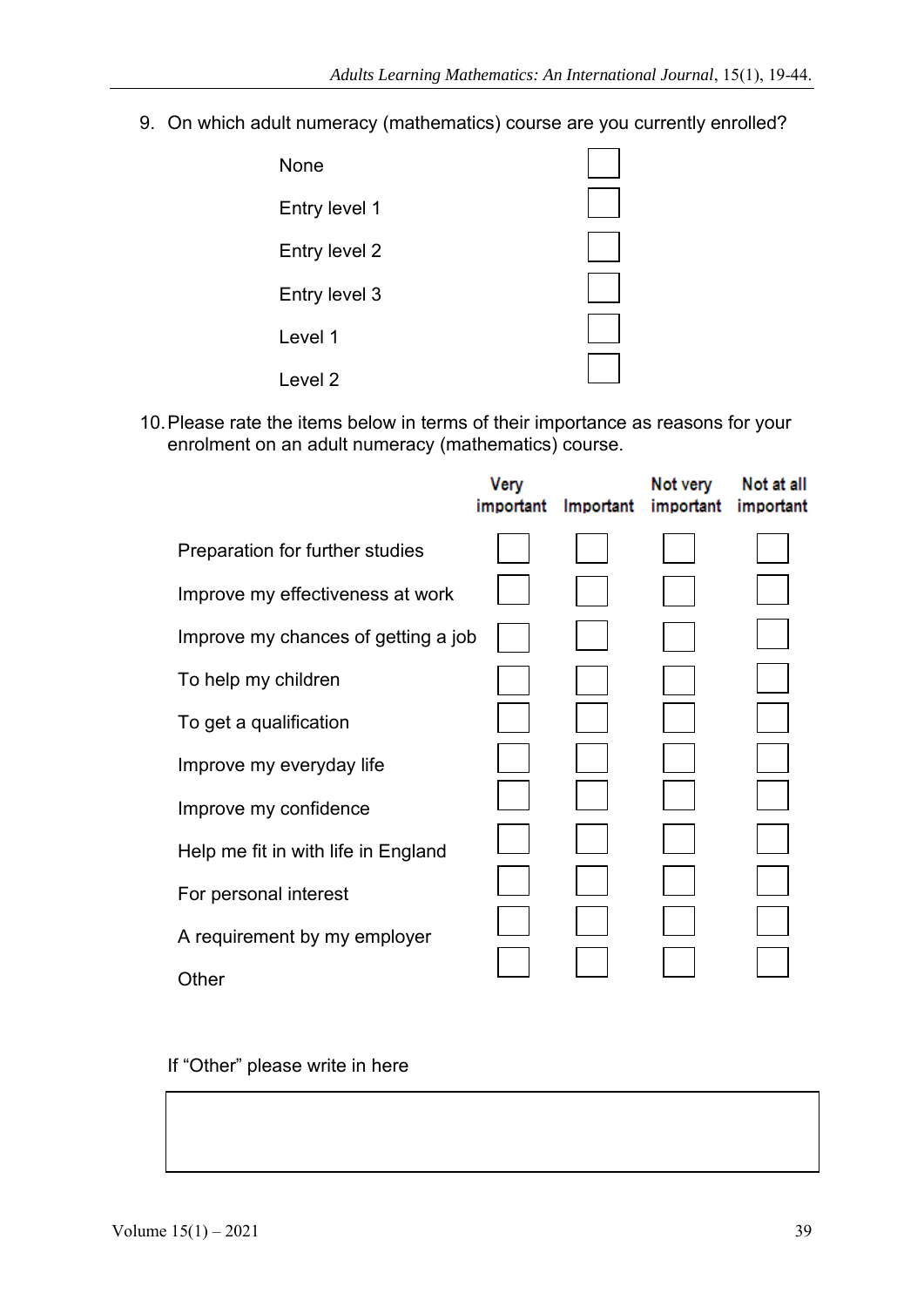9. On which adult numeracy (mathematics) course are you currently enrolled?

| | |
|---|---|
| None | ☐ |
| Entry level 1 | ☐ |
| Entry level 2 | ☐ |
| Entry level 3 | ☐ |
| Level 1 | ☐ |
| Level 2 | ☐ |

10. Please rate the items below in terms of their importance as reasons for your enrolment on an adult numeracy (mathematics) course.

| | Very important | Important | Not very important | Not at all important |
|---|---|---|---|---|
| Preparation for further studies | ☐ | ☐ | ☐ | ☐ |
| Improve my effectiveness at work | ☐ | ☐ | ☐ | ☐ |
| Improve my chances of getting a job | ☐ | ☐ | ☐ | ☐ |
| To help my children | ☐ | ☐ | ☐ | ☐ |
| To get a qualification | ☐ | ☐ | ☐ | ☐ |
| Improve my everyday life | ☐ | ☐ | ☐ | ☐ |
| Improve my confidence | ☐ | ☐ | ☐ | ☐ |
| Help me fit in with life in England | ☐ | ☐ | ☐ | ☐ |
| For personal interest | ☐ | ☐ | ☐ | ☐ |
| A requirement by my employer | ☐ | ☐ | ☐ | ☐ |
| Other | ☐ | ☐ | ☐ | ☐ |

If "Other" please write in here

| |
|---|
| |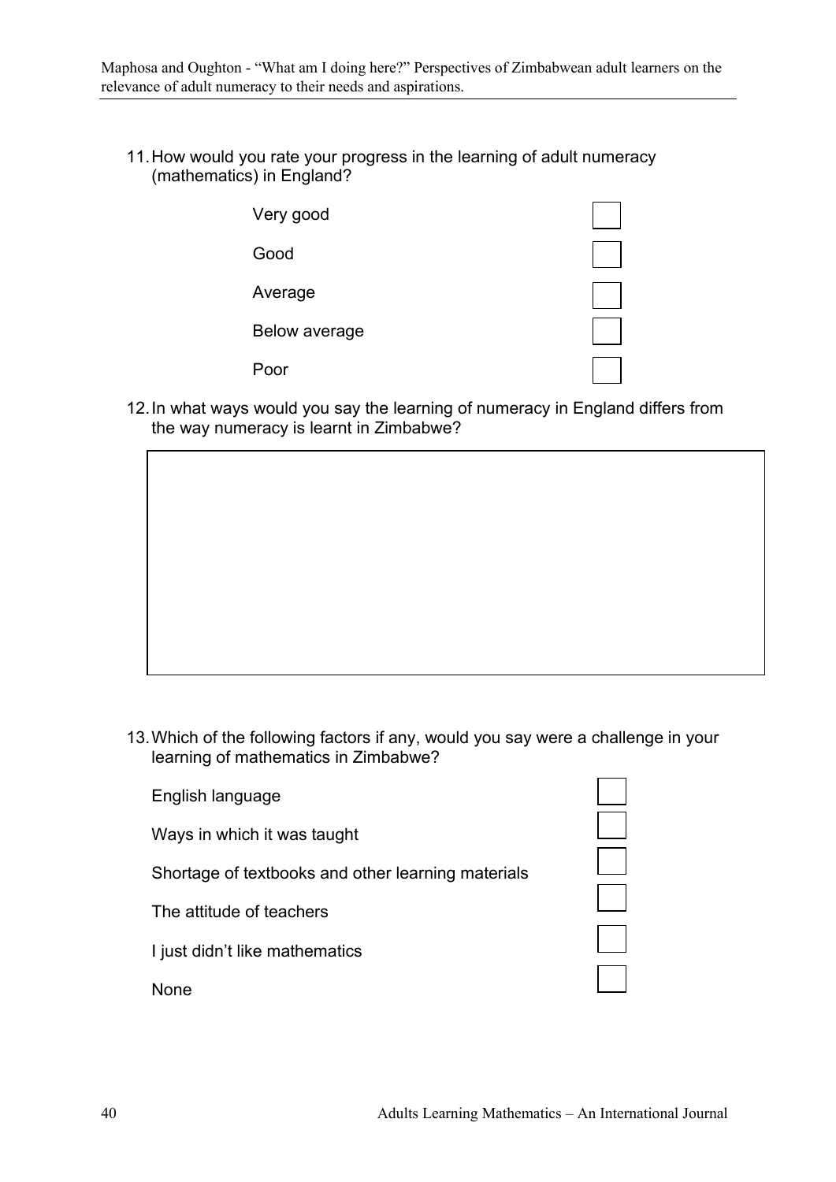11. How would you rate your progress in the learning of adult numeracy (mathematics) in England?

| | |
|---|---|
| Very good | ☐ |
| Good | ☐ |
| Average | ☐ |
| Below average | ☐ |
| Poor | ☐ |

12. In what ways would you say the learning of numeracy in England differs from the way numeracy is learnt in Zimbabwe?

| |
|---|
| |

13. Which of the following factors if any, would you say were a challenge in your learning of mathematics in Zimbabwe?

| | |
|---|---|
| English language | ☐ |
| Ways in which it was taught | ☐ |
| Shortage of textbooks and other learning materials | ☐ |
| The attitude of teachers | ☐ |
| I just didn't like mathematics | ☐ |
| None | ☐ |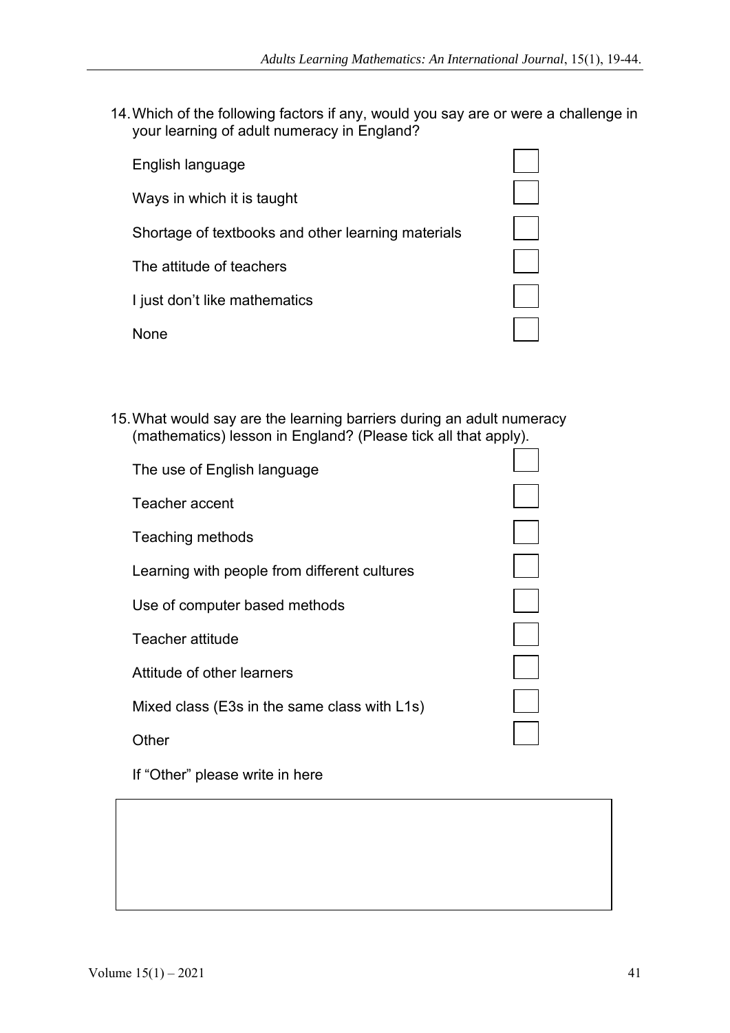14. Which of the following factors if any, would you say are or were a challenge in your learning of adult numeracy in England?

    - English language ☐
    - Ways in which it is taught ☐
    - Shortage of textbooks and other learning materials ☐
    - The attitude of teachers ☐
    - I just don't like mathematics ☐
    - None ☐

15. What would say are the learning barriers during an adult numeracy (mathematics) lesson in England? (Please tick all that apply).

    - The use of English language ☐
    - Teacher accent ☐
    - Teaching methods ☐
    - Learning with people from different cultures ☐
    - Use of computer based methods ☐
    - Teacher attitude ☐
    - Attitude of other learners ☐
    - Mixed class (E3s in the same class with L1s) ☐
    - Other ☐

    If "Other" please write in here

    |     |
    | --- |
    |     |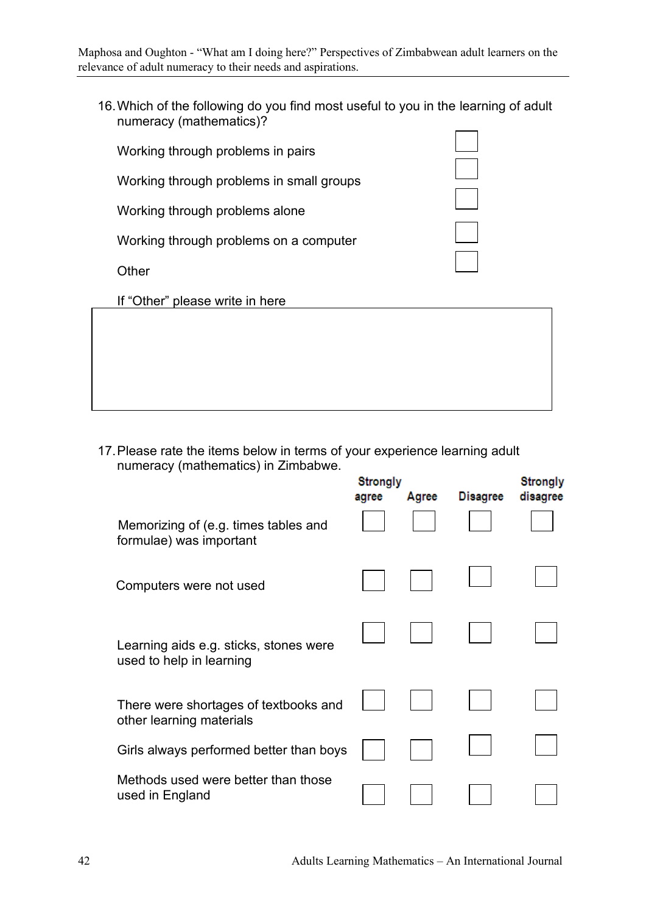16. Which of the following do you find most useful to you in the learning of adult numeracy (mathematics)?

| | |
|---|---|
| Working through problems in pairs | ☐ |
| Working through problems in small groups | ☐ |
| Working through problems alone | ☐ |
| Working through problems on a computer | ☐ |
| Other | ☐ |

If "Other" please write in here

17. Please rate the items below in terms of your experience learning adult numeracy (mathematics) in Zimbabwe.

| | Strongly agree | Agree | Disagree | Strongly disagree |
|---|---|---|---|---|
| Memorizing of (e.g. times tables and formulae) was important | ☐ | ☐ | ☐ | ☐ |
| Computers were not used | ☐ | ☐ | ☐ | ☐ |
| Learning aids e.g. sticks, stones were used to help in learning | ☐ | ☐ | ☐ | ☐ |
| There were shortages of textbooks and other learning materials | ☐ | ☐ | ☐ | ☐ |
| Girls always performed better than boys | ☐ | ☐ | ☐ | ☐ |
| Methods used were better than those used in England | ☐ | ☐ | ☐ | ☐ |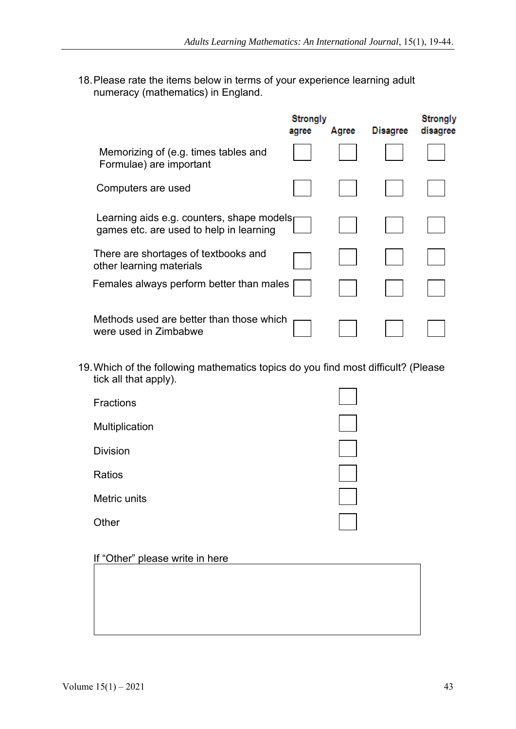18. Please rate the items below in terms of your experience learning adult numeracy (mathematics) in England.

| | Strongly agree | Agree | Disagree | Strongly disagree |
|---|---|---|---|---|
| Memorizing of (e.g. times tables and Formulae) are important | ☐ | ☐ | ☐ | ☐ |
| Computers are used | ☐ | ☐ | ☐ | ☐ |
| Learning aids e.g. counters, shape models games etc. are used to help in learning | ☐ | ☐ | ☐ | ☐ |
| There are shortages of textbooks and other learning materials | ☐ | ☐ | ☐ | ☐ |
| Females always perform better than males | ☐ | ☐ | ☐ | ☐ |
| Methods used are better than those which were used in Zimbabwe | ☐ | ☐ | ☐ | ☐ |

19. Which of the following mathematics topics do you find most difficult? (Please tick all that apply).

- Fractions ☐
- Multiplication ☐
- Division ☐
- Ratios ☐
- Metric units ☐
- Other ☐

If "Other" please write in here

| |
|---|
| |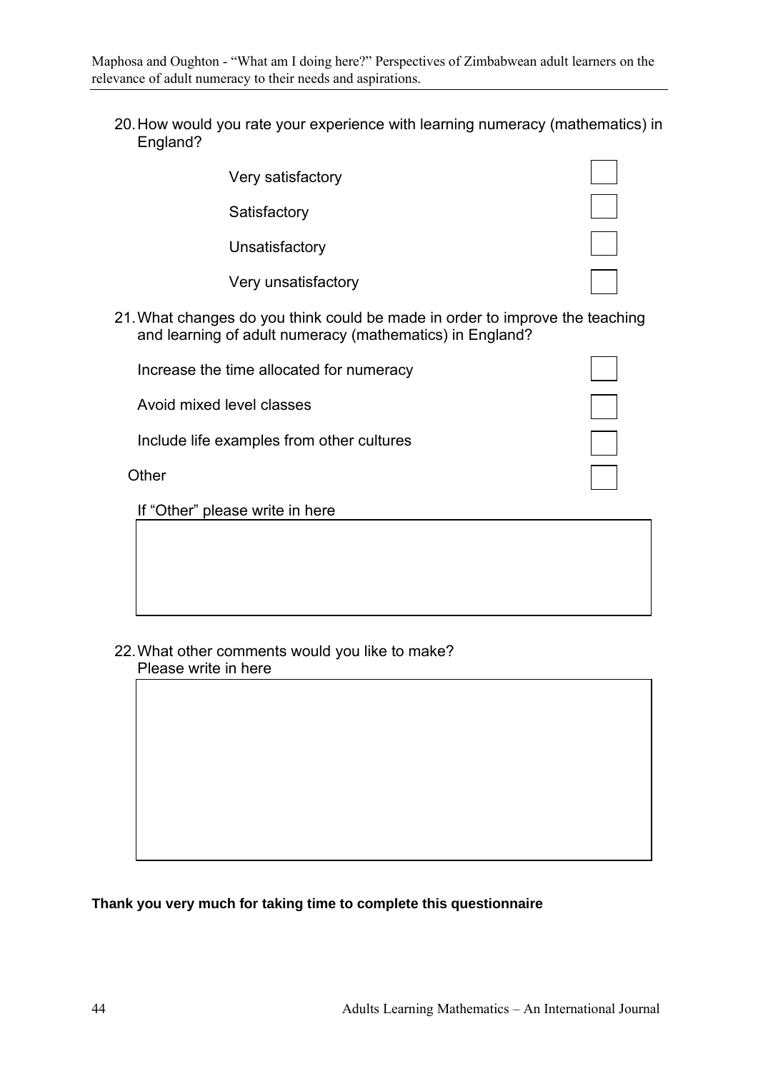20. How would you rate your experience with learning numeracy (mathematics) in England?

    Very satisfactory ☐

    Satisfactory ☐

    Unsatisfactory ☐

    Very unsatisfactory ☐

21. What changes do you think could be made in order to improve the teaching and learning of adult numeracy (mathematics) in England?

    Increase the time allocated for numeracy ☐

    Avoid mixed level classes ☐

    Include life examples from other cultures ☐

    Other ☐

    If "Other" please write in here

22. What other comments would you like to make?
    Please write in here

**Thank you very much for taking time to complete this questionnaire**